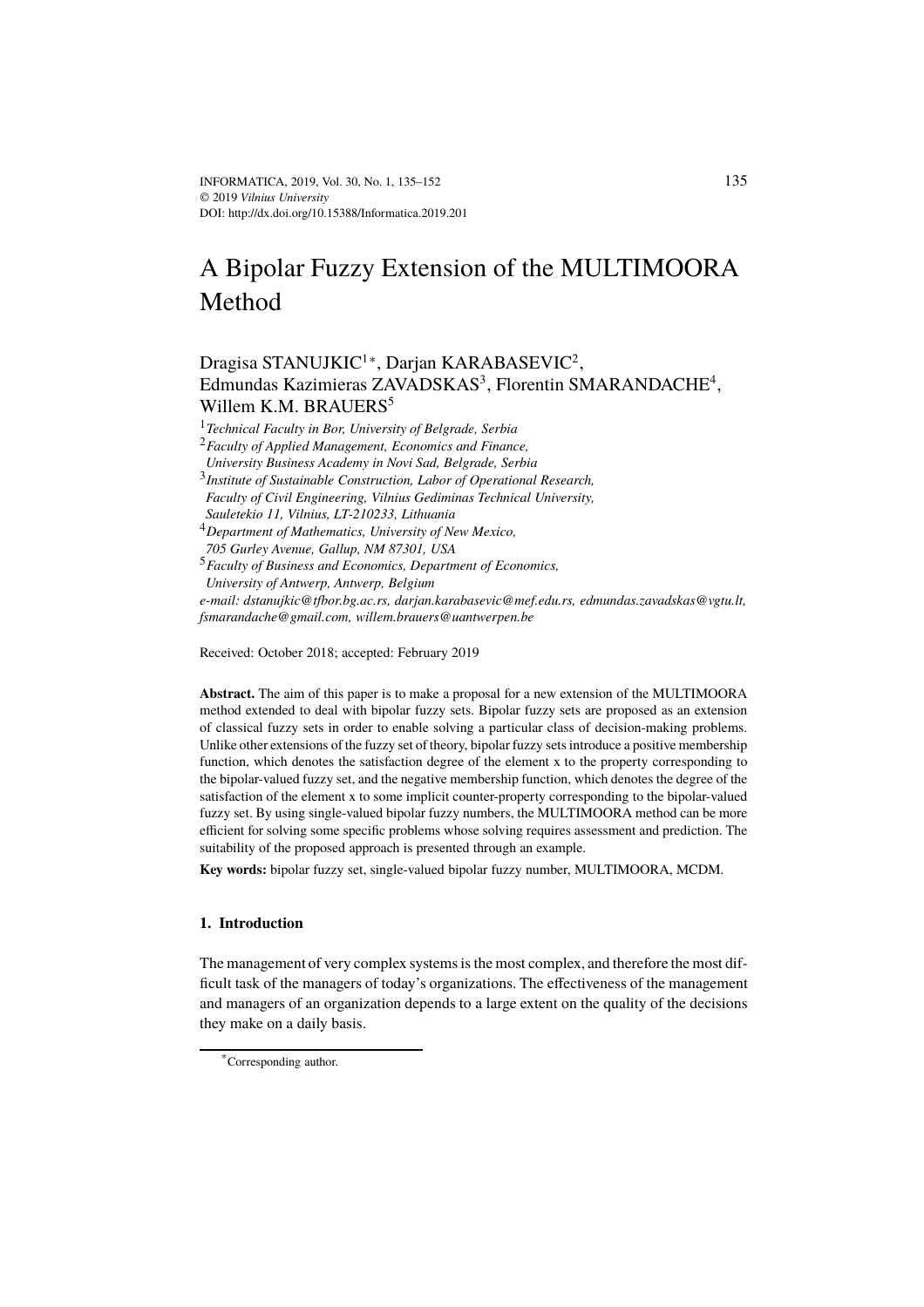# A Bipolar Fuzzy Extension of the MULTIMOORA Method

Dragisa STANUJKIC[1]*, Darjan KARABASEVIC[2], Edmundas Kazimieras ZAVADSKAS[3], Florentin SMARANDACHE[4], Willem K.M. BRAUERS[5]

[1] *Technical Faculty in Bor, University of Belgrade, Serbia*
[2] *Faculty of Applied Management, Economics and Finance, University Business Academy in Novi Sad, Belgrade, Serbia*
[3] *Institute of Sustainable Construction, Labor of Operational Research, Faculty of Civil Engineering, Vilnius Gediminas Technical University, Sauletekio 11, Vilnius, LT-210233, Lithuania*
[4] *Department of Mathematics, University of New Mexico, 705 Gurley Avenue, Gallup, NM 87301, USA*
[5] *Faculty of Business and Economics, Department of Economics, University of Antwerp, Antwerp, Belgium*

*e-mail: dstanujkic@tfbor.bg.ac.rs, darjan.karabasevic@mef.edu.rs, edmundas.zavadskas@vgtu.lt, fsmarandache@gmail.com, willem.brauers@uantwerpen.be*

Received: October 2018; accepted: February 2019

**Abstract.** The aim of this paper is to make a proposal for a new extension of the MULTIMOORA method extended to deal with bipolar fuzzy sets. Bipolar fuzzy sets are proposed as an extension of classical fuzzy sets in order to enable solving a particular class of decision-making problems. Unlike other extensions of the fuzzy set of theory, bipolar fuzzy sets introduce a positive membership function, which denotes the satisfaction degree of the element x to the property corresponding to the bipolar-valued fuzzy set, and the negative membership function, which denotes the degree of the satisfaction of the element x to some implicit counter-property corresponding to the bipolar-valued fuzzy set. By using single-valued bipolar fuzzy numbers, the MULTIMOORA method can be more efficient for solving some specific problems whose solving requires assessment and prediction. The suitability of the proposed approach is presented through an example.

**Key words:** bipolar fuzzy set, single-valued bipolar fuzzy number, MULTIMOORA, MCDM.

## 1. Introduction

The management of very complex systems is the most complex, and therefore the most difficult task of the managers of today's organizations. The effectiveness of the management and managers of an organization depends to a large extent on the quality of the decisions they make on a daily basis.

*Corresponding author.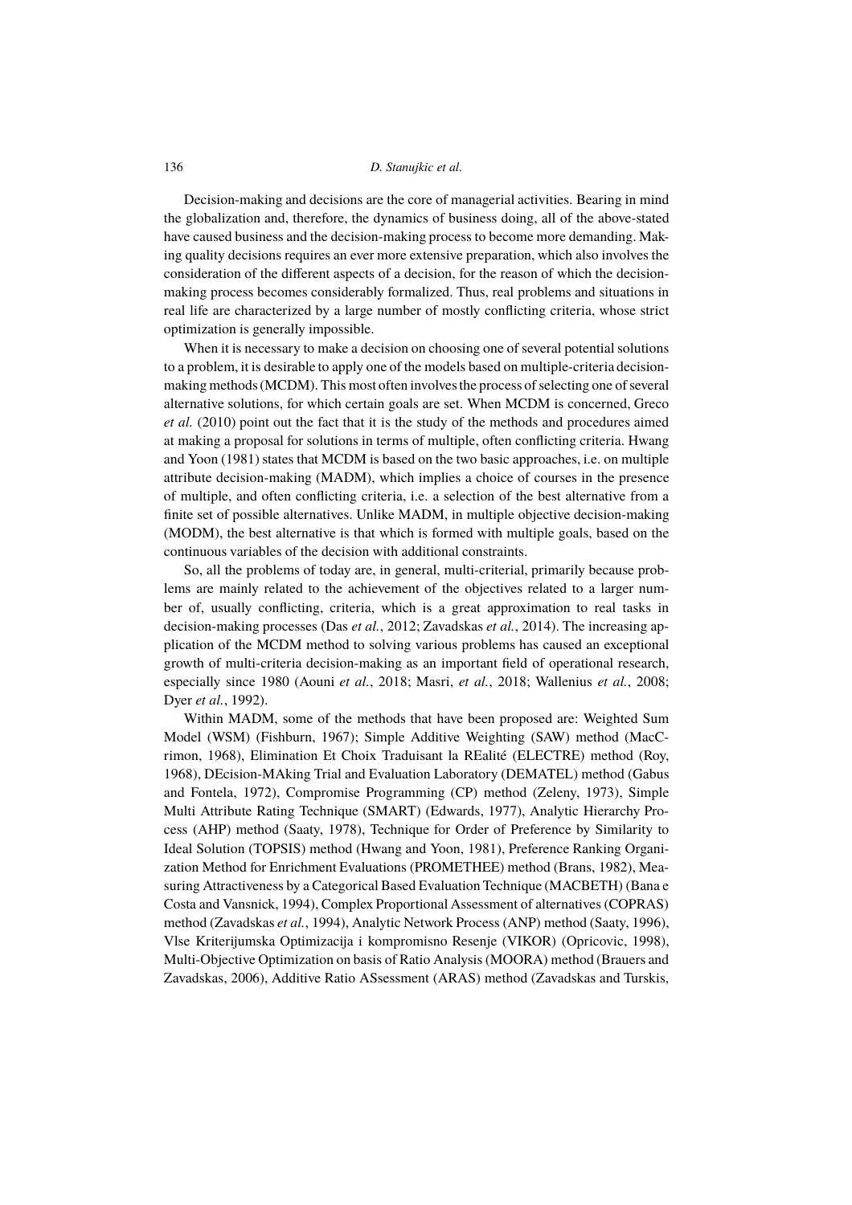Decision-making and decisions are the core of managerial activities. Bearing in mind the globalization and, therefore, the dynamics of business doing, all of the above-stated have caused business and the decision-making process to become more demanding. Making quality decisions requires an ever more extensive preparation, which also involves the consideration of the different aspects of a decision, for the reason of which the decision-making process becomes considerably formalized. Thus, real problems and situations in real life are characterized by a large number of mostly conflicting criteria, whose strict optimization is generally impossible.

When it is necessary to make a decision on choosing one of several potential solutions to a problem, it is desirable to apply one of the models based on multiple-criteria decision-making methods (MCDM). This most often involves the process of selecting one of several alternative solutions, for which certain goals are set. When MCDM is concerned, Greco *et al.* (2010) point out the fact that it is the study of the methods and procedures aimed at making a proposal for solutions in terms of multiple, often conflicting criteria. Hwang and Yoon (1981) states that MCDM is based on the two basic approaches, i.e. on multiple attribute decision-making (MADM), which implies a choice of courses in the presence of multiple, and often conflicting criteria, i.e. a selection of the best alternative from a finite set of possible alternatives. Unlike MADM, in multiple objective decision-making (MODM), the best alternative is that which is formed with multiple goals, based on the continuous variables of the decision with additional constraints.

So, all the problems of today are, in general, multi-criterial, primarily because problems are mainly related to the achievement of the objectives related to a larger number of, usually conflicting, criteria, which is a great approximation to real tasks in decision-making processes (Das *et al.*, 2012; Zavadskas *et al.*, 2014). The increasing application of the MCDM method to solving various problems has caused an exceptional growth of multi-criteria decision-making as an important field of operational research, especially since 1980 (Aouni *et al.*, 2018; Masri, *et al.*, 2018; Wallenius *et al.*, 2008; Dyer *et al.*, 1992).

Within MADM, some of the methods that have been proposed are: Weighted Sum Model (WSM) (Fishburn, 1967); Simple Additive Weighting (SAW) method (MacCrimon, 1968), Elimination Et Choix Traduisant la REalité (ELECTRE) method (Roy, 1968), DEcision-MAking Trial and Evaluation Laboratory (DEMATEL) method (Gabus and Fontela, 1972), Compromise Programming (CP) method (Zeleny, 1973), Simple Multi Attribute Rating Technique (SMART) (Edwards, 1977), Analytic Hierarchy Process (AHP) method (Saaty, 1978), Technique for Order of Preference by Similarity to Ideal Solution (TOPSIS) method (Hwang and Yoon, 1981), Preference Ranking Organization Method for Enrichment Evaluations (PROMETHEE) method (Brans, 1982), Measuring Attractiveness by a Categorical Based Evaluation Technique (MACBETH) (Bana e Costa and Vansnick, 1994), Complex Proportional Assessment of alternatives (COPRAS) method (Zavadskas *et al.*, 1994), Analytic Network Process (ANP) method (Saaty, 1996), Vlse Kriterijumska Optimizacija i kompromisno Resenje (VIKOR) (Opricovic, 1998), Multi-Objective Optimization on basis of Ratio Analysis (MOORA) method (Brauers and Zavadskas, 2006), Additive Ratio ASsessment (ARAS) method (Zavadskas and Turskis,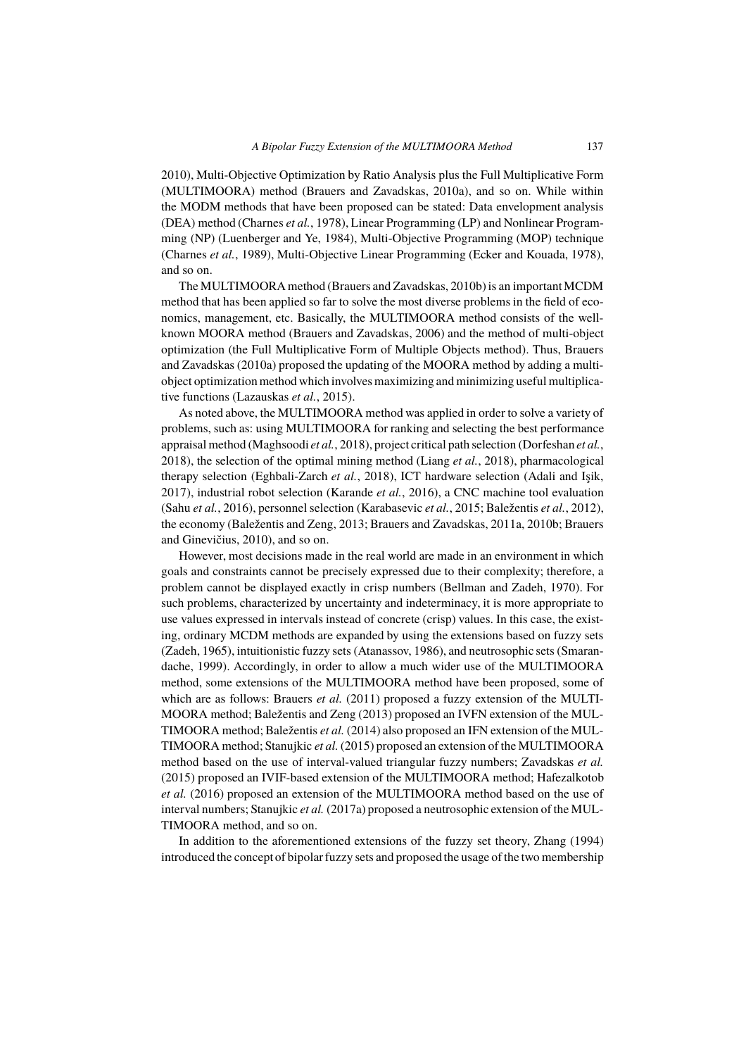2010), Multi-Objective Optimization by Ratio Analysis plus the Full Multiplicative Form (MULTIMOORA) method (Brauers and Zavadskas, 2010a), and so on. While within the MODM methods that have been proposed can be stated: Data envelopment analysis (DEA) method (Charnes *et al.*, 1978), Linear Programming (LP) and Nonlinear Programming (NP) (Luenberger and Ye, 1984), Multi-Objective Programming (MOP) technique (Charnes *et al.*, 1989), Multi-Objective Linear Programming (Ecker and Kouada, 1978), and so on.

The MULTIMOORA method (Brauers and Zavadskas, 2010b) is an important MCDM method that has been applied so far to solve the most diverse problems in the field of economics, management, etc. Basically, the MULTIMOORA method consists of the well-known MOORA method (Brauers and Zavadskas, 2006) and the method of multi-object optimization (the Full Multiplicative Form of Multiple Objects method). Thus, Brauers and Zavadskas (2010a) proposed the updating of the MOORA method by adding a multi-object optimization method which involves maximizing and minimizing useful multiplicative functions (Lazauskas *et al.*, 2015).

As noted above, the MULTIMOORA method was applied in order to solve a variety of problems, such as: using MULTIMOORA for ranking and selecting the best performance appraisal method (Maghsoodi *et al.*, 2018), project critical path selection (Dorfeshan *et al.*, 2018), the selection of the optimal mining method (Liang *et al.*, 2018), pharmacological therapy selection (Eghbali-Zarch *et al.*, 2018), ICT hardware selection (Adali and Işik, 2017), industrial robot selection (Karande *et al.*, 2016), a CNC machine tool evaluation (Sahu *et al.*, 2016), personnel selection (Karabasevic *et al.*, 2015; Baležentis *et al.*, 2012), the economy (Baležentis and Zeng, 2013; Brauers and Zavadskas, 2011a, 2010b; Brauers and Ginevičius, 2010), and so on.

However, most decisions made in the real world are made in an environment in which goals and constraints cannot be precisely expressed due to their complexity; therefore, a problem cannot be displayed exactly in crisp numbers (Bellman and Zadeh, 1970). For such problems, characterized by uncertainty and indeterminacy, it is more appropriate to use values expressed in intervals instead of concrete (crisp) values. In this case, the existing, ordinary MCDM methods are expanded by using the extensions based on fuzzy sets (Zadeh, 1965), intuitionistic fuzzy sets (Atanassov, 1986), and neutrosophic sets (Smarandache, 1999). Accordingly, in order to allow a much wider use of the MULTIMOORA method, some extensions of the MULTIMOORA method have been proposed, some of which are as follows: Brauers *et al.* (2011) proposed a fuzzy extension of the MULTIMOORA method; Baležentis and Zeng (2013) proposed an IVFN extension of the MULTIMOORA method; Baležentis *et al.* (2014) also proposed an IFN extension of the MULTIMOORA method; Stanujkic *et al.* (2015) proposed an extension of the MULTIMOORA method based on the use of interval-valued triangular fuzzy numbers; Zavadskas *et al.* (2015) proposed an IVIF-based extension of the MULTIMOORA method; Hafezalkotob *et al.* (2016) proposed an extension of the MULTIMOORA method based on the use of interval numbers; Stanujkic *et al.* (2017a) proposed a neutrosophic extension of the MULTIMOORA method, and so on.

In addition to the aforementioned extensions of the fuzzy set theory, Zhang (1994) introduced the concept of bipolar fuzzy sets and proposed the usage of the two membership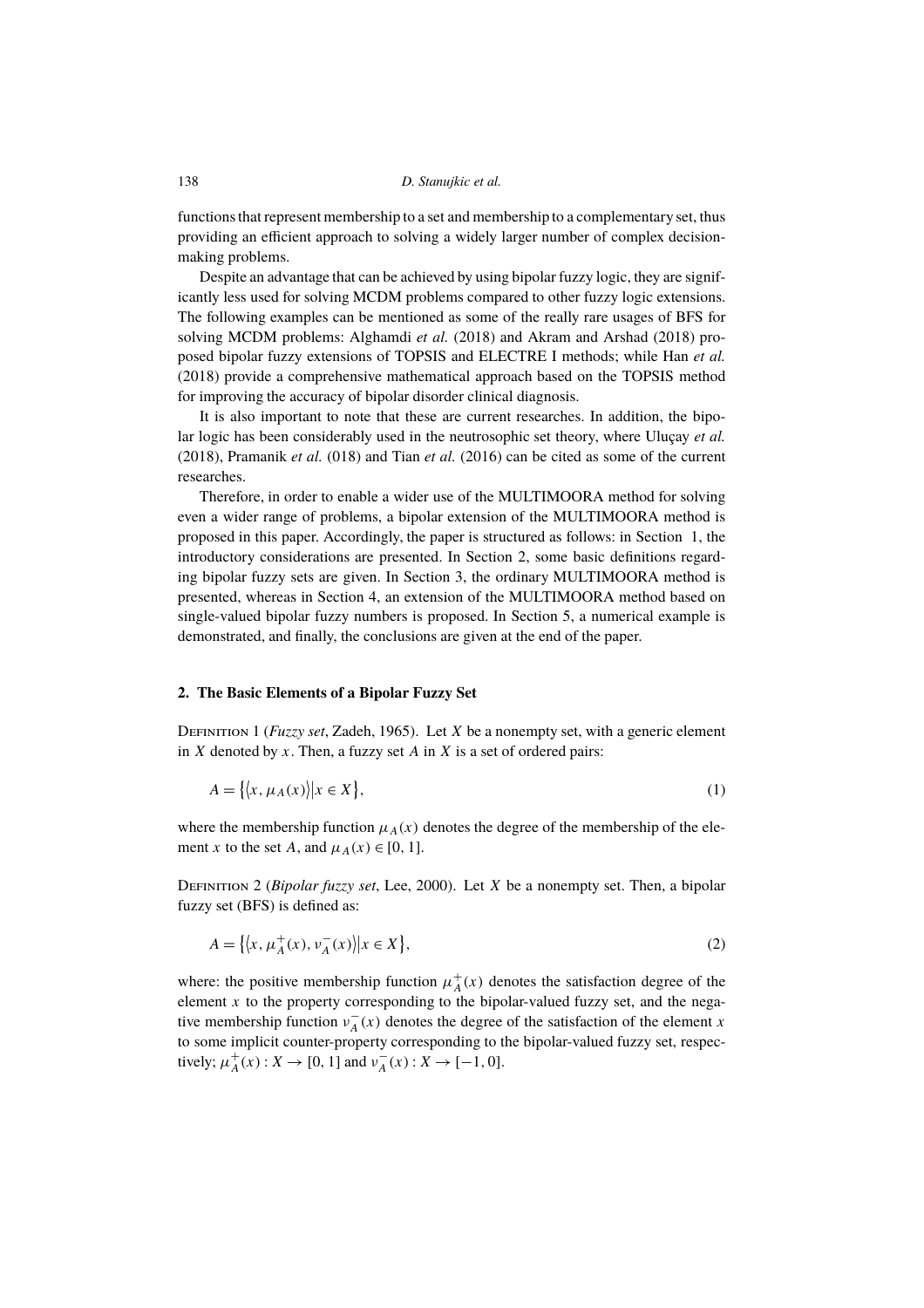functions that represent membership to a set and membership to a complementary set, thus providing an efficient approach to solving a widely larger number of complex decision-making problems.

Despite an advantage that can be achieved by using bipolar fuzzy logic, they are significantly less used for solving MCDM problems compared to other fuzzy logic extensions. The following examples can be mentioned as some of the really rare usages of BFS for solving MCDM problems: Alghamdi *et al.* (2018) and Akram and Arshad (2018) proposed bipolar fuzzy extensions of TOPSIS and ELECTRE I methods; while Han *et al.* (2018) provide a comprehensive mathematical approach based on the TOPSIS method for improving the accuracy of bipolar disorder clinical diagnosis.

It is also important to note that these are current researches. In addition, the bipolar logic has been considerably used in the neutrosophic set theory, where Uluçay *et al.* (2018), Pramanik *et al.* (018) and Tian *et al.* (2016) can be cited as some of the current researches.

Therefore, in order to enable a wider use of the MULTIMOORA method for solving even a wider range of problems, a bipolar extension of the MULTIMOORA method is proposed in this paper. Accordingly, the paper is structured as follows: in Section 1, the introductory considerations are presented. In Section 2, some basic definitions regarding bipolar fuzzy sets are given. In Section 3, the ordinary MULTIMOORA method is presented, whereas in Section 4, an extension of the MULTIMOORA method based on single-valued bipolar fuzzy numbers is proposed. In Section 5, a numerical example is demonstrated, and finally, the conclusions are given at the end of the paper.

## 2. The Basic Elements of a Bipolar Fuzzy Set

Definition 1 (*Fuzzy set*, Zadeh, 1965). Let $X$ be a nonempty set, with a generic element in $X$ denoted by $x$. Then, a fuzzy set $A$ in $X$ is a set of ordered pairs:

$$A = \{\langle x, \mu_A(x)\rangle | x \in X\}, \tag{1}$$

where the membership function $\mu_A(x)$ denotes the degree of the membership of the element $x$ to the set $A$, and $\mu_A(x) \in [0, 1]$.

Definition 2 (*Bipolar fuzzy set*, Lee, 2000). Let $X$ be a nonempty set. Then, a bipolar fuzzy set (BFS) is defined as:

$$A = \{\langle x, \mu_A^+(x), \nu_A^-(x)\rangle | x \in X\}, \tag{2}$$

where: the positive membership function $\mu_A^+(x)$ denotes the satisfaction degree of the element $x$ to the property corresponding to the bipolar-valued fuzzy set, and the negative membership function $\nu_A^-(x)$ denotes the degree of the satisfaction of the element $x$ to some implicit counter-property corresponding to the bipolar-valued fuzzy set, respectively; $\mu_A^+(x) : X \to [0, 1]$ and $\nu_A^-(x) : X \to [-1, 0]$.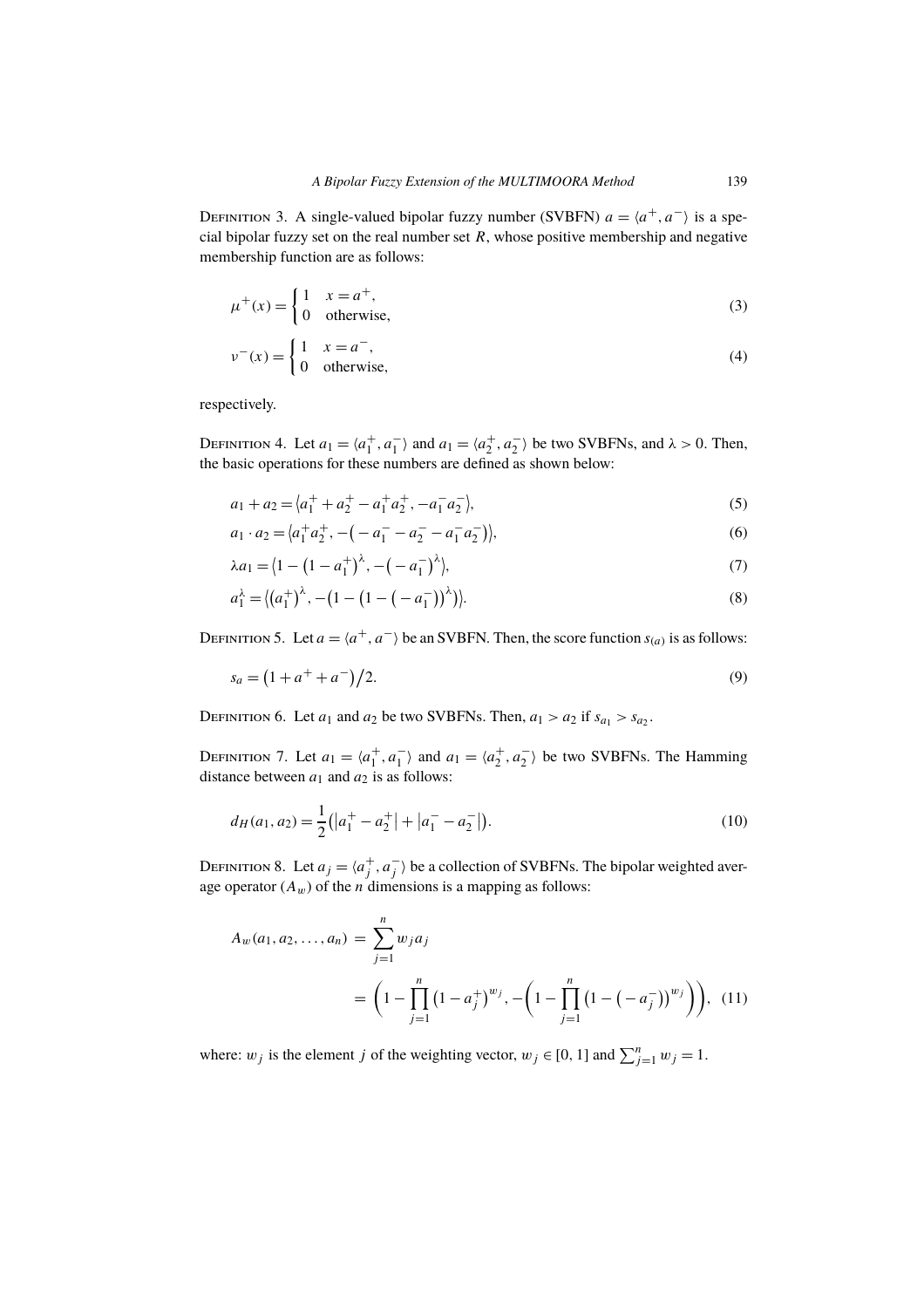Definition 3. A single-valued bipolar fuzzy number (SVBFN) $a = \langle a^+, a^- \rangle$ is a special bipolar fuzzy set on the real number set $R$, whose positive membership and negative membership function are as follows:

$$\mu^+(x) = \begin{cases} 1 & x = a^+, \\ 0 & \text{otherwise}, \end{cases} \tag{3}$$

$$\nu^-(x) = \begin{cases} 1 & x = a^-, \\ 0 & \text{otherwise}, \end{cases} \tag{4}$$

respectively.

Definition 4. Let $a_1 = \langle a_1^+, a_1^- \rangle$ and $a_1 = \langle a_2^+, a_2^- \rangle$ be two SVBFNs, and $\lambda > 0$. Then, the basic operations for these numbers are defined as shown below:

$$a_1 + a_2 = \langle a_1^+ + a_2^+ - a_1^+ a_2^+, -a_1^- a_2^- \rangle, \tag{5}$$

$$a_1 \cdot a_2 = \langle a_1^+ a_2^+, -\left(-a_1^- - a_2^- - a_1^- a_2^-\right) \rangle, \tag{6}$$

$$\lambda a_1 = \langle 1 - \left(1 - a_1^+\right)^\lambda, -\left(-a_1^-\right)^\lambda \rangle, \tag{7}$$

$$a_1^\lambda = \langle \left(a_1^+\right)^\lambda, -\left(1 - \left(1 - \left(-a_1^-\right)\right)^\lambda\right) \rangle. \tag{8}$$

Definition 5. Let $a = \langle a^+, a^- \rangle$ be an SVBFN. Then, the score function $s_{(a)}$ is as follows:

$$s_a = \left(1 + a^+ + a^-\right) / 2. \tag{9}$$

Definition 6. Let $a_1$ and $a_2$ be two SVBFNs. Then, $a_1 > a_2$ if $s_{a_1} > s_{a_2}$.

Definition 7. Let $a_1 = \langle a_1^+, a_1^- \rangle$ and $a_1 = \langle a_2^+, a_2^- \rangle$ be two SVBFNs. The Hamming distance between $a_1$ and $a_2$ is as follows:

$$d_H(a_1, a_2) = \frac{1}{2}\left(\left|a_1^+ - a_2^+\right| + \left|a_1^- - a_2^-\right|\right). \tag{10}$$

Definition 8. Let $a_j = \langle a_j^+, a_j^- \rangle$ be a collection of SVBFNs. The bipolar weighted average operator ($A_w$) of the $n$ dimensions is a mapping as follows:

$$A_w(a_1, a_2, \ldots, a_n) = \sum_{j=1}^{n} w_j a_j = \left(1 - \prod_{j=1}^{n} \left(1 - a_j^+\right)^{w_j}, -\left(1 - \prod_{j=1}^{n} \left(1 - \left(-a_j^-\right)\right)^{w_j}\right)\right), \tag{11}$$

where: $w_j$ is the element $j$ of the weighting vector, $w_j \in [0, 1]$ and $\sum_{j=1}^{n} w_j = 1$.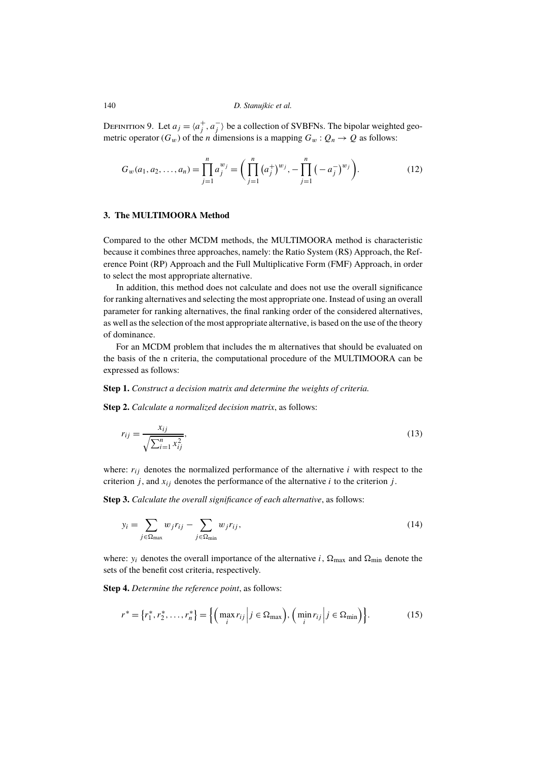Definition 9. Let $a_j = \langle a_j^+, a_j^- \rangle$ be a collection of SVBFNs. The bipolar weighted geometric operator ($G_w$) of the $n$ dimensions is a mapping $G_w : Q_n \rightarrow Q$ as follows:

$$G_w(a_1, a_2, \ldots, a_n) = \prod_{j=1}^{n} a_j^{w_j} = \left( \prod_{j=1}^{n} \left(a_j^+\right)^{w_j}, -\prod_{j=1}^{n} \left(-a_j^-\right)^{w_j} \right). \tag{12}$$

## 3. The MULTIMOORA Method

Compared to the other MCDM methods, the MULTIMOORA method is characteristic because it combines three approaches, namely: the Ratio System (RS) Approach, the Reference Point (RP) Approach and the Full Multiplicative Form (FMF) Approach, in order to select the most appropriate alternative.

In addition, this method does not calculate and does not use the overall significance for ranking alternatives and selecting the most appropriate one. Instead of using an overall parameter for ranking alternatives, the final ranking order of the considered alternatives, as well as the selection of the most appropriate alternative, is based on the use of the theory of dominance.

For an MCDM problem that includes the m alternatives that should be evaluated on the basis of the n criteria, the computational procedure of the MULTIMOORA can be expressed as follows:

**Step 1.** *Construct a decision matrix and determine the weights of criteria.*

**Step 2.** *Calculate a normalized decision matrix*, as follows:

$$r_{ij} = \frac{x_{ij}}{\sqrt{\sum_{i=1}^{n} x_{ij}^2}}, \tag{13}$$

where: $r_{ij}$ denotes the normalized performance of the alternative $i$ with respect to the criterion $j$, and $x_{ij}$ denotes the performance of the alternative $i$ to the criterion $j$.

**Step 3.** *Calculate the overall significance of each alternative*, as follows:

$$y_i = \sum_{j \in \Omega_{\max}} w_j r_{ij} - \sum_{j \in \Omega_{\min}} w_j r_{ij}, \tag{14}$$

where: $y_i$ denotes the overall importance of the alternative $i$, $\Omega_{\max}$ and $\Omega_{\min}$ denote the sets of the benefit cost criteria, respectively.

**Step 4.** *Determine the reference point*, as follows:

$$r^* = \left\{r_1^*, r_2^*, \ldots, r_n^*\right\} = \left\{ \left( \max_i r_{ij} \,\middle|\, j \in \Omega_{\max} \right), \left( \min_i r_{ij} \,\middle|\, j \in \Omega_{\min} \right) \right\}. \tag{15}$$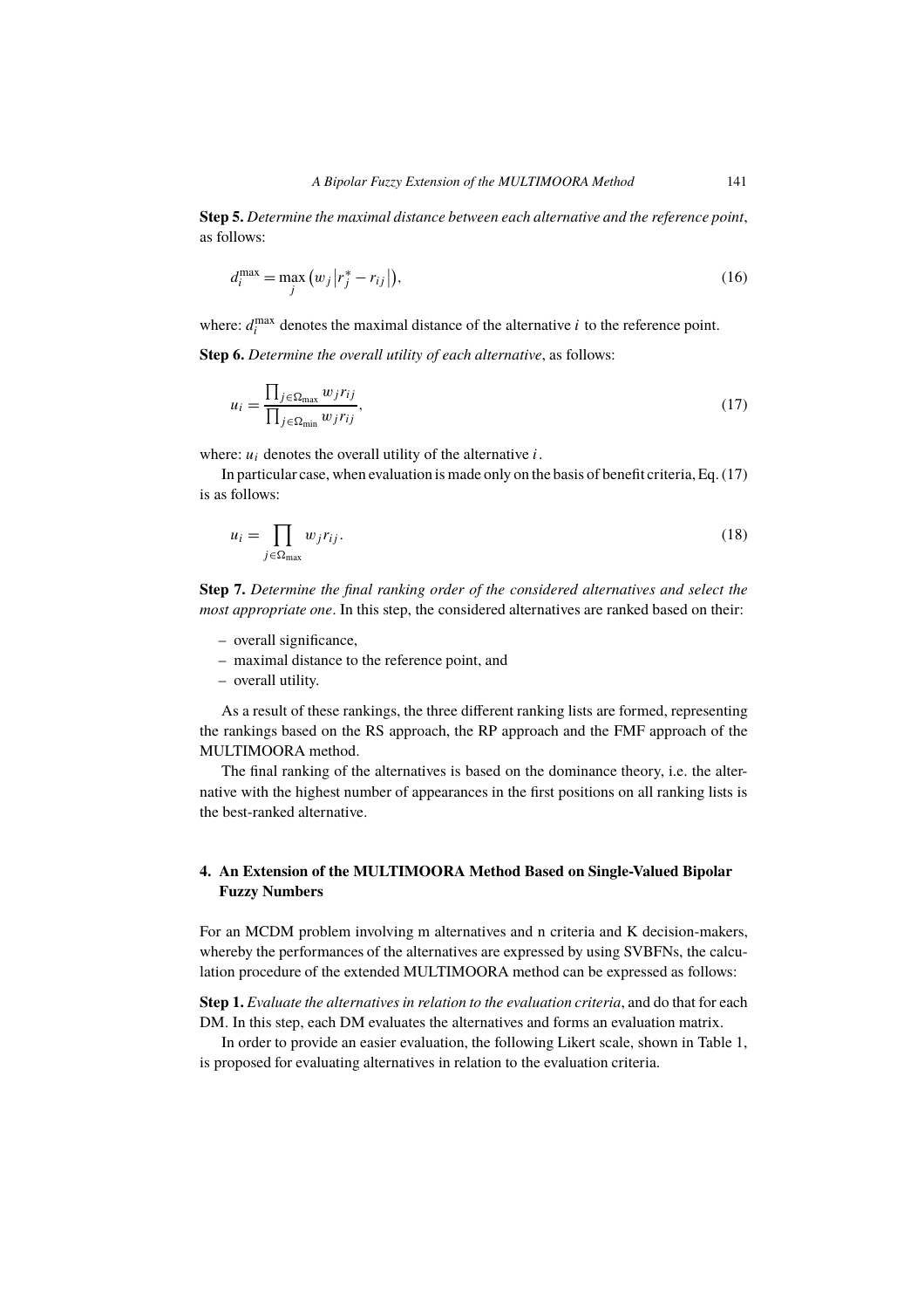**Step 5.** *Determine the maximal distance between each alternative and the reference point*, as follows:

$$d_i^{\max} = \max_j \left(w_j \left|r_j^* - r_{ij}\right|\right), \tag{16}$$

where: $d_i^{\max}$ denotes the maximal distance of the alternative $i$ to the reference point.

**Step 6.** *Determine the overall utility of each alternative*, as follows:

$$u_i = \frac{\prod_{j \in \Omega_{\max}} w_j r_{ij}}{\prod_{j \in \Omega_{\min}} w_j r_{ij}}, \tag{17}$$

where: $u_i$ denotes the overall utility of the alternative $i$.

In particular case, when evaluation is made only on the basis of benefit criteria, Eq. (17) is as follows:

$$u_i = \prod_{j \in \Omega_{\max}} w_j r_{ij}. \tag{18}$$

**Step 7.** *Determine the final ranking order of the considered alternatives and select the most appropriate one*. In this step, the considered alternatives are ranked based on their:

- overall significance,
- maximal distance to the reference point, and
- overall utility.

As a result of these rankings, the three different ranking lists are formed, representing the rankings based on the RS approach, the RP approach and the FMF approach of the MULTIMOORA method.

The final ranking of the alternatives is based on the dominance theory, i.e. the alternative with the highest number of appearances in the first positions on all ranking lists is the best-ranked alternative.

## 4. An Extension of the MULTIMOORA Method Based on Single-Valued Bipolar Fuzzy Numbers

For an MCDM problem involving m alternatives and n criteria and K decision-makers, whereby the performances of the alternatives are expressed by using SVBFNs, the calculation procedure of the extended MULTIMOORA method can be expressed as follows:

**Step 1.** *Evaluate the alternatives in relation to the evaluation criteria*, and do that for each DM. In this step, each DM evaluates the alternatives and forms an evaluation matrix.

In order to provide an easier evaluation, the following Likert scale, shown in Table 1, is proposed for evaluating alternatives in relation to the evaluation criteria.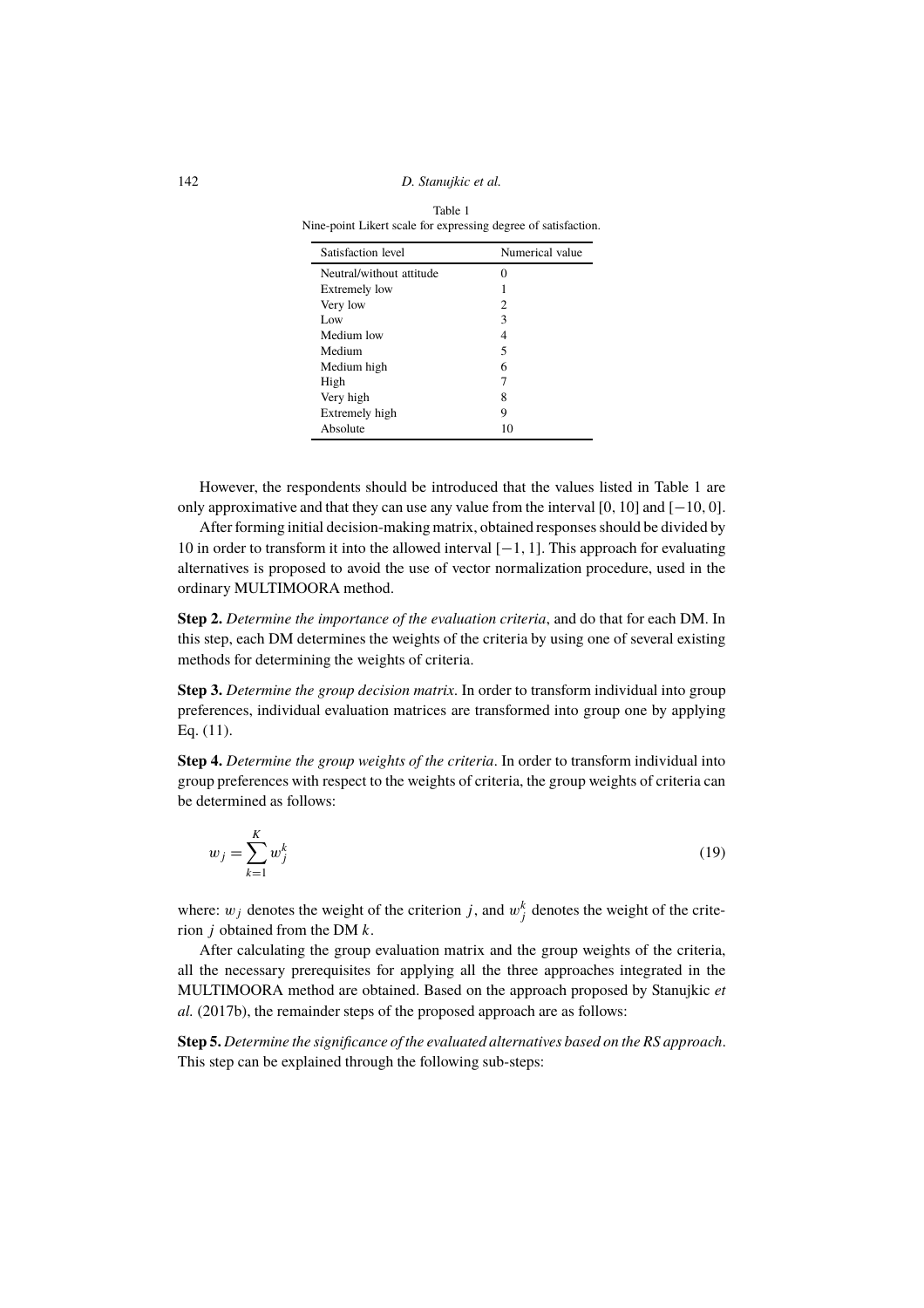Table 1
Nine-point Likert scale for expressing degree of satisfaction.

| Satisfaction level | Numerical value |
|---|---|
| Neutral/without attitude | 0 |
| Extremely low | 1 |
| Very low | 2 |
| Low | 3 |
| Medium low | 4 |
| Medium | 5 |
| Medium high | 6 |
| High | 7 |
| Very high | 8 |
| Extremely high | 9 |
| Absolute | 10 |

However, the respondents should be introduced that the values listed in Table 1 are only approximative and that they can use any value from the interval $[0, 10]$ and $[-10, 0]$.

After forming initial decision-making matrix, obtained responses should be divided by 10 in order to transform it into the allowed interval $[-1, 1]$. This approach for evaluating alternatives is proposed to avoid the use of vector normalization procedure, used in the ordinary MULTIMOORA method.

**Step 2.** *Determine the importance of the evaluation criteria*, and do that for each DM. In this step, each DM determines the weights of the criteria by using one of several existing methods for determining the weights of criteria.

**Step 3.** *Determine the group decision matrix*. In order to transform individual into group preferences, individual evaluation matrices are transformed into group one by applying Eq. (11).

**Step 4.** *Determine the group weights of the criteria*. In order to transform individual into group preferences with respect to the weights of criteria, the group weights of criteria can be determined as follows:

$$w_j = \sum_{k=1}^{K} w_j^k \tag{19}$$

where: $w_j$ denotes the weight of the criterion $j$, and $w_j^k$ denotes the weight of the criterion $j$ obtained from the DM $k$.

After calculating the group evaluation matrix and the group weights of the criteria, all the necessary prerequisites for applying all the three approaches integrated in the MULTIMOORA method are obtained. Based on the approach proposed by Stanujkic *et al.* (2017b), the remainder steps of the proposed approach are as follows:

**Step 5.** *Determine the significance of the evaluated alternatives based on the RS approach*. This step can be explained through the following sub-steps: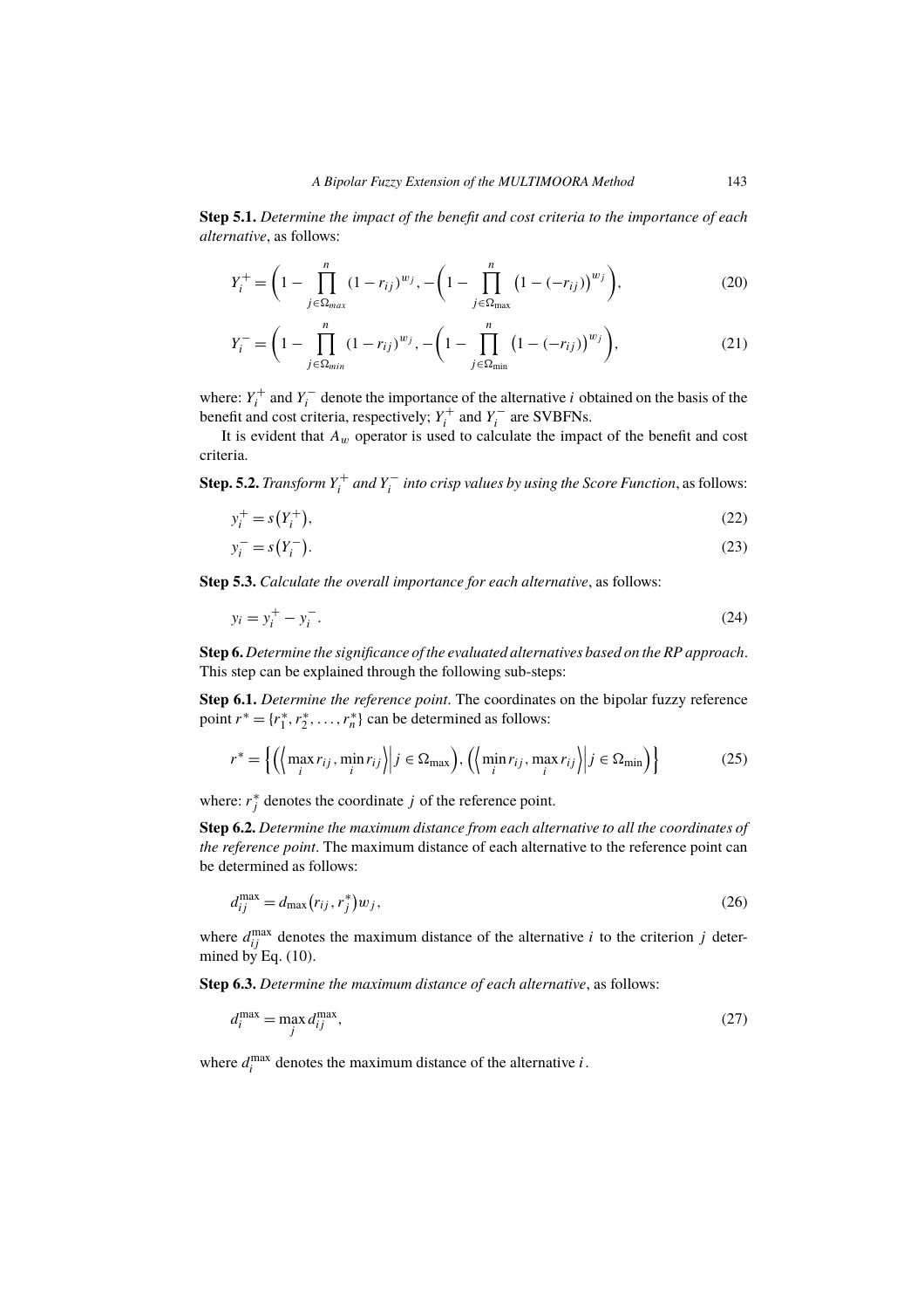**Step 5.1.** *Determine the impact of the benefit and cost criteria to the importance of each alternative*, as follows:

$$Y_i^+ = \left(1 - \prod_{j \in \Omega_{max}}^{n} (1 - r_{ij})^{w_j}, -\left(1 - \prod_{j \in \Omega_{\max}}^{n} \left(1 - (-r_{ij})\right)^{w_j}\right)\right), \tag{20}$$

$$Y_i^- = \left(1 - \prod_{j \in \Omega_{min}}^{n} (1 - r_{ij})^{w_j}, -\left(1 - \prod_{j \in \Omega_{\min}}^{n} \left(1 - (-r_{ij})\right)^{w_j}\right)\right), \tag{21}$$

where: $Y_i^+$ and $Y_i^-$ denote the importance of the alternative $i$ obtained on the basis of the benefit and cost criteria, respectively; $Y_i^+$ and $Y_i^-$ are SVBFNs.

It is evident that $A_w$ operator is used to calculate the impact of the benefit and cost criteria.

**Step. 5.2.** *Transform $Y_i^+$ and $Y_i^-$ into crisp values by using the Score Function*, as follows:

$$y_i^+ = s\left(Y_i^+\right), \tag{22}$$

$$y_i^- = s\left(Y_i^-\right). \tag{23}$$

**Step 5.3.** *Calculate the overall importance for each alternative*, as follows:

$$y_i = y_i^+ - y_i^-. \tag{24}$$

**Step 6.** *Determine the significance of the evaluated alternatives based on the RP approach*. This step can be explained through the following sub-steps:

**Step 6.1.** *Determine the reference point*. The coordinates on the bipolar fuzzy reference point $r^* = \{r_1^*, r_2^*, \dots, r_n^*\}$ can be determined as follows:

$$r^* = \left\{ \left( \left\langle \max_i r_{ij}, \min_i r_{ij} \right\rangle \middle| j \in \Omega_{\max} \right), \left( \left\langle \min_i r_{ij}, \max_i r_{ij} \right\rangle \middle| j \in \Omega_{\min} \right) \right\} \tag{25}$$

where: $r_j^*$ denotes the coordinate $j$ of the reference point.

**Step 6.2.** *Determine the maximum distance from each alternative to all the coordinates of the reference point*. The maximum distance of each alternative to the reference point can be determined as follows:

$$d_{ij}^{\max} = d_{\max}\left(r_{ij}, r_j^*\right) w_j, \tag{26}$$

where $d_{ij}^{\max}$ denotes the maximum distance of the alternative $i$ to the criterion $j$ determined by Eq. (10).

**Step 6.3.** *Determine the maximum distance of each alternative*, as follows:

$$d_i^{\max} = \max_j d_{ij}^{\max}, \tag{27}$$

where $d_i^{\max}$ denotes the maximum distance of the alternative $i$.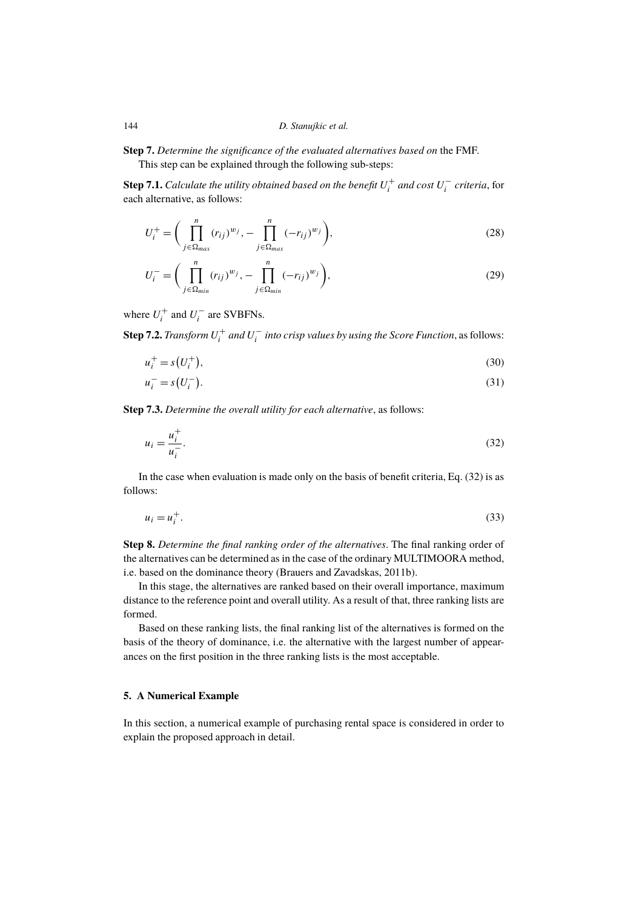**Step 7.** *Determine the significance of the evaluated alternatives based on* the FMF.

This step can be explained through the following sub-steps:

**Step 7.1.** *Calculate the utility obtained based on the benefit $U_i^+$ and cost $U_i^-$ criteria*, for each alternative, as follows:

$$U_i^+ = \left( \prod_{j \in \Omega_{max}}^{n} (r_{ij})^{w_j}, - \prod_{j \in \Omega_{max}}^{n} (-r_{ij})^{w_j} \right), \tag{28}$$

$$U_i^- = \left( \prod_{j \in \Omega_{min}}^{n} (r_{ij})^{w_j}, - \prod_{j \in \Omega_{min}}^{n} (-r_{ij})^{w_j} \right), \tag{29}$$

where $U_i^+$ and $U_i^-$ are SVBFNs.

**Step 7.2.** *Transform $U_i^+$ and $U_i^-$ into crisp values by using the Score Function*, as follows:

$$u_i^+ = s\left(U_i^+\right), \tag{30}$$

$$u_i^- = s\left(U_i^-\right). \tag{31}$$

**Step 7.3.** *Determine the overall utility for each alternative*, as follows:

$$u_i = \frac{u_i^+}{u_i^-}. \tag{32}$$

In the case when evaluation is made only on the basis of benefit criteria, Eq. (32) is as follows:

$$u_i = u_i^+. \tag{33}$$

**Step 8.** *Determine the final ranking order of the alternatives*. The final ranking order of the alternatives can be determined as in the case of the ordinary MULTIMOORA method, i.e. based on the dominance theory (Brauers and Zavadskas, 2011b).

In this stage, the alternatives are ranked based on their overall importance, maximum distance to the reference point and overall utility. As a result of that, three ranking lists are formed.

Based on these ranking lists, the final ranking list of the alternatives is formed on the basis of the theory of dominance, i.e. the alternative with the largest number of appearances on the first position in the three ranking lists is the most acceptable.

## 5. A Numerical Example

In this section, a numerical example of purchasing rental space is considered in order to explain the proposed approach in detail.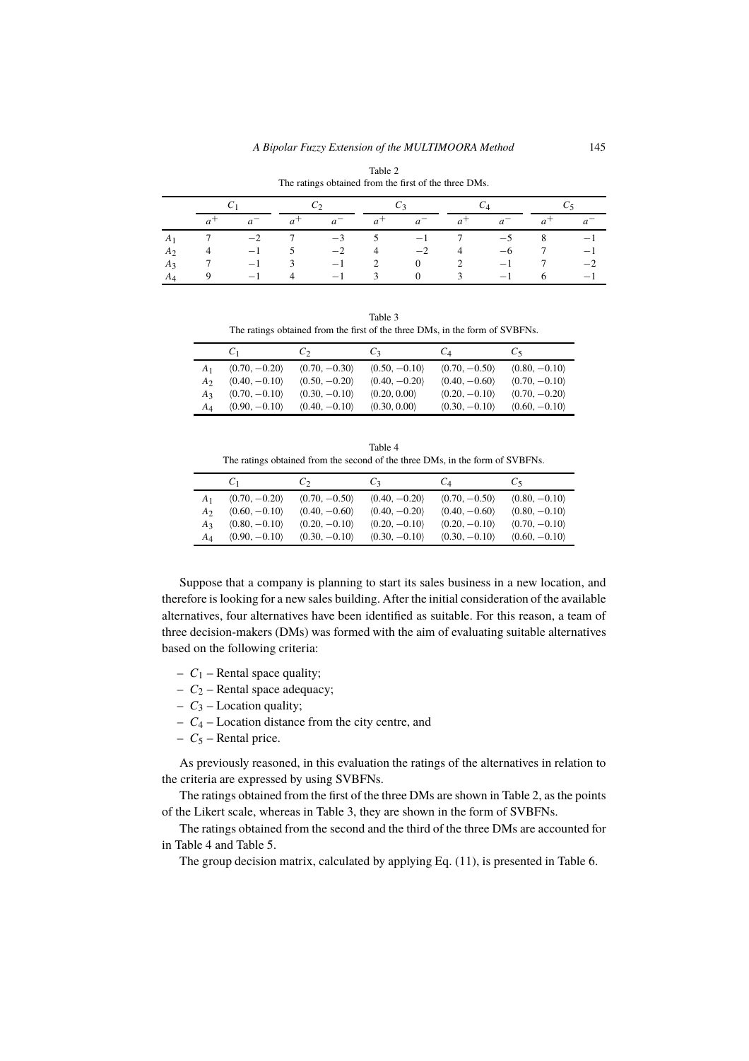Table 2
The ratings obtained from the first of the three DMs.

| | $C_1$ | | $C_2$ | | $C_3$ | | $C_4$ | | $C_5$ | |
|---|---|---|---|---|---|---|---|---|---|---|
| | $a^+$ | $a^-$ | $a^+$ | $a^-$ | $a^+$ | $a^-$ | $a^+$ | $a^-$ | $a^+$ | $a^-$ |
| $A_1$ | 7 | −2 | 7 | −3 | 5 | −1 | 7 | −5 | 8 | −1 |
| $A_2$ | 4 | −1 | 5 | −2 | 4 | −2 | 4 | −6 | 7 | −1 |
| $A_3$ | 7 | −1 | 3 | −1 | 2 | 0 | 2 | −1 | 7 | −2 |
| $A_4$ | 9 | −1 | 4 | −1 | 3 | 0 | 3 | −1 | 6 | −1 |

Table 3
The ratings obtained from the first of the three DMs, in the form of SVBFNs.

| | $C_1$ | $C_2$ | $C_3$ | $C_4$ | $C_5$ |
|---|---|---|---|---|---|
| $A_1$ | ⟨0.70, −0.20⟩ | ⟨0.70, −0.30⟩ | ⟨0.50, −0.10⟩ | ⟨0.70, −0.50⟩ | ⟨0.80, −0.10⟩ |
| $A_2$ | ⟨0.40, −0.10⟩ | ⟨0.50, −0.20⟩ | ⟨0.40, −0.20⟩ | ⟨0.40, −0.60⟩ | ⟨0.70, −0.10⟩ |
| $A_3$ | ⟨0.70, −0.10⟩ | ⟨0.30, −0.10⟩ | ⟨0.20, 0.00⟩ | ⟨0.20, −0.10⟩ | ⟨0.70, −0.20⟩ |
| $A_4$ | ⟨0.90, −0.10⟩ | ⟨0.40, −0.10⟩ | ⟨0.30, 0.00⟩ | ⟨0.30, −0.10⟩ | ⟨0.60, −0.10⟩ |

Table 4
The ratings obtained from the second of the three DMs, in the form of SVBFNs.

| | $C_1$ | $C_2$ | $C_3$ | $C_4$ | $C_5$ |
|---|---|---|---|---|---|
| $A_1$ | ⟨0.70, −0.20⟩ | ⟨0.70, −0.50⟩ | ⟨0.40, −0.20⟩ | ⟨0.70, −0.50⟩ | ⟨0.80, −0.10⟩ |
| $A_2$ | ⟨0.60, −0.10⟩ | ⟨0.40, −0.60⟩ | ⟨0.40, −0.20⟩ | ⟨0.40, −0.60⟩ | ⟨0.80, −0.10⟩ |
| $A_3$ | ⟨0.80, −0.10⟩ | ⟨0.20, −0.10⟩ | ⟨0.20, −0.10⟩ | ⟨0.20, −0.10⟩ | ⟨0.70, −0.10⟩ |
| $A_4$ | ⟨0.90, −0.10⟩ | ⟨0.30, −0.10⟩ | ⟨0.30, −0.10⟩ | ⟨0.30, −0.10⟩ | ⟨0.60, −0.10⟩ |

Suppose that a company is planning to start its sales business in a new location, and therefore is looking for a new sales building. After the initial consideration of the available alternatives, four alternatives have been identified as suitable. For this reason, a team of three decision-makers (DMs) was formed with the aim of evaluating suitable alternatives based on the following criteria:

- $C_1$ – Rental space quality;
- $C_2$ – Rental space adequacy;
- $C_3$ – Location quality;
- $C_4$ – Location distance from the city centre, and
- $C_5$ – Rental price.

As previously reasoned, in this evaluation the ratings of the alternatives in relation to the criteria are expressed by using SVBFNs.

The ratings obtained from the first of the three DMs are shown in Table 2, as the points of the Likert scale, whereas in Table 3, they are shown in the form of SVBFNs.

The ratings obtained from the second and the third of the three DMs are accounted for in Table 4 and Table 5.

The group decision matrix, calculated by applying Eq. (11), is presented in Table 6.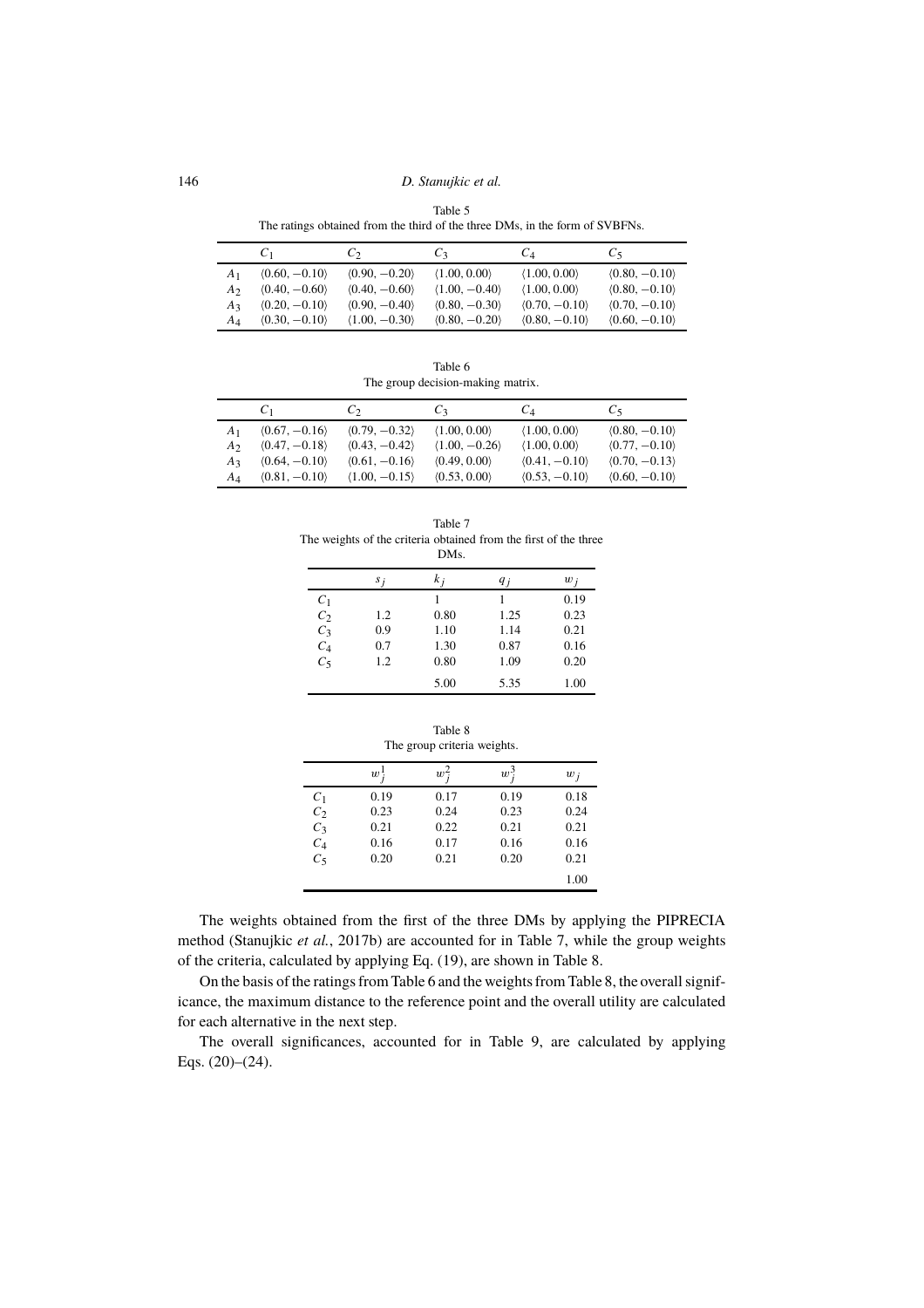Table 5
The ratings obtained from the third of the three DMs, in the form of SVBFNs.

| | $C_1$ | $C_2$ | $C_3$ | $C_4$ | $C_5$ |
|---|---|---|---|---|---|
| $A_1$ | $\langle 0.60, -0.10\rangle$ | $\langle 0.90, -0.20\rangle$ | $\langle 1.00, 0.00\rangle$ | $\langle 1.00, 0.00\rangle$ | $\langle 0.80, -0.10\rangle$ |
| $A_2$ | $\langle 0.40, -0.60\rangle$ | $\langle 0.40, -0.60\rangle$ | $\langle 1.00, -0.40\rangle$ | $\langle 1.00, 0.00\rangle$ | $\langle 0.80, -0.10\rangle$ |
| $A_3$ | $\langle 0.20, -0.10\rangle$ | $\langle 0.90, -0.40\rangle$ | $\langle 0.80, -0.30\rangle$ | $\langle 0.70, -0.10\rangle$ | $\langle 0.70, -0.10\rangle$ |
| $A_4$ | $\langle 0.30, -0.10\rangle$ | $\langle 1.00, -0.30\rangle$ | $\langle 0.80, -0.20\rangle$ | $\langle 0.80, -0.10\rangle$ | $\langle 0.60, -0.10\rangle$ |

Table 6
The group decision-making matrix.

| | $C_1$ | $C_2$ | $C_3$ | $C_4$ | $C_5$ |
|---|---|---|---|---|---|
| $A_1$ | $\langle 0.67, -0.16\rangle$ | $\langle 0.79, -0.32\rangle$ | $\langle 1.00, 0.00\rangle$ | $\langle 1.00, 0.00\rangle$ | $\langle 0.80, -0.10\rangle$ |
| $A_2$ | $\langle 0.47, -0.18\rangle$ | $\langle 0.43, -0.42\rangle$ | $\langle 1.00, -0.26\rangle$ | $\langle 1.00, 0.00\rangle$ | $\langle 0.77, -0.10\rangle$ |
| $A_3$ | $\langle 0.64, -0.10\rangle$ | $\langle 0.61, -0.16\rangle$ | $\langle 0.49, 0.00\rangle$ | $\langle 0.41, -0.10\rangle$ | $\langle 0.70, -0.13\rangle$ |
| $A_4$ | $\langle 0.81, -0.10\rangle$ | $\langle 1.00, -0.15\rangle$ | $\langle 0.53, 0.00\rangle$ | $\langle 0.53, -0.10\rangle$ | $\langle 0.60, -0.10\rangle$ |

Table 7
The weights of the criteria obtained from the first of the three DMs.

| | $s_j$ | $k_j$ | $q_j$ | $w_j$ |
|---|---|---|---|---|
| $C_1$ | | 1 | 1 | 0.19 |
| $C_2$ | 1.2 | 0.80 | 1.25 | 0.23 |
| $C_3$ | 0.9 | 1.10 | 1.14 | 0.21 |
| $C_4$ | 0.7 | 1.30 | 0.87 | 0.16 |
| $C_5$ | 1.2 | 0.80 | 1.09 | 0.20 |
| | | 5.00 | 5.35 | 1.00 |

Table 8
The group criteria weights.

| | $w_j^1$ | $w_j^2$ | $w_j^3$ | $w_j$ |
|---|---|---|---|---|
| $C_1$ | 0.19 | 0.17 | 0.19 | 0.18 |
| $C_2$ | 0.23 | 0.24 | 0.23 | 0.24 |
| $C_3$ | 0.21 | 0.22 | 0.21 | 0.21 |
| $C_4$ | 0.16 | 0.17 | 0.16 | 0.16 |
| $C_5$ | 0.20 | 0.21 | 0.20 | 0.21 |
| | | | | 1.00 |

The weights obtained from the first of the three DMs by applying the PIPRECIA method (Stanujkic *et al.*, 2017b) are accounted for in Table 7, while the group weights of the criteria, calculated by applying Eq. (19), are shown in Table 8.

On the basis of the ratings from Table 6 and the weights from Table 8, the overall significance, the maximum distance to the reference point and the overall utility are calculated for each alternative in the next step.

The overall significances, accounted for in Table 9, are calculated by applying Eqs. (20)–(24).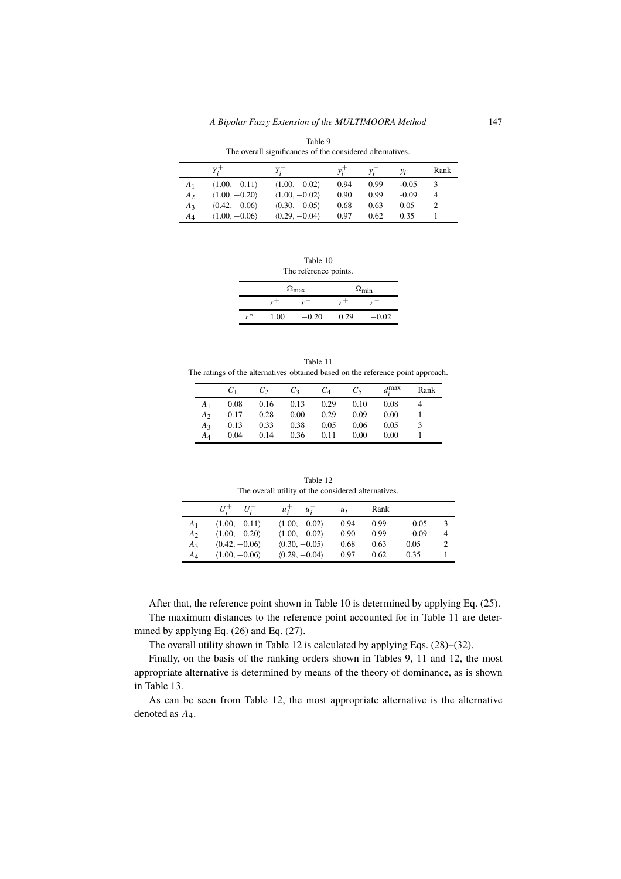Table 9

The overall significances of the considered alternatives.

| | $Y_i^+$ | $Y_i^-$ | $y_i^+$ | $y_i^-$ | $y_i$ | Rank |
|---|---|---|---|---|---|---|
| $A_1$ | $\langle 1.00, -0.11\rangle$ | $\langle 1.00, -0.02\rangle$ | 0.94 | 0.99 | -0.05 | 3 |
| $A_2$ | $\langle 1.00, -0.20\rangle$ | $\langle 1.00, -0.02\rangle$ | 0.90 | 0.99 | -0.09 | 4 |
| $A_3$ | $\langle 0.42, -0.06\rangle$ | $\langle 0.30, -0.05\rangle$ | 0.68 | 0.63 | 0.05 | 2 |
| $A_4$ | $\langle 1.00, -0.06\rangle$ | $\langle 0.29, -0.04\rangle$ | 0.97 | 0.62 | 0.35 | 1 |

Table 10

The reference points.

| | $\Omega_{\max}$ | | $\Omega_{\min}$ | |
|---|---|---|---|---|
| | $r^+$ | $r^-$ | $r^+$ | $r^-$ |
| $r^*$ | 1.00 | $-0.20$ | 0.29 | $-0.02$ |

Table 11

The ratings of the alternatives obtained based on the reference point approach.

| | $C_1$ | $C_2$ | $C_3$ | $C_4$ | $C_5$ | $d_i^{\max}$ | Rank |
|---|---|---|---|---|---|---|---|
| $A_1$ | 0.08 | 0.16 | 0.13 | 0.29 | 0.10 | 0.08 | 4 |
| $A_2$ | 0.17 | 0.28 | 0.00 | 0.29 | 0.09 | 0.00 | 1 |
| $A_3$ | 0.13 | 0.33 | 0.38 | 0.05 | 0.06 | 0.05 | 3 |
| $A_4$ | 0.04 | 0.14 | 0.36 | 0.11 | 0.00 | 0.00 | 1 |

Table 12

The overall utility of the considered alternatives.

| | $U_i^+$ $U_i^-$ | $u_i^+$ $u_i^-$ | $u_i$ | Rank | | |
|---|---|---|---|---|---|---|
| $A_1$ | $\langle 1.00, -0.11\rangle$ | $\langle 1.00, -0.02\rangle$ | 0.94 | 0.99 | $-0.05$ | 3 |
| $A_2$ | $\langle 1.00, -0.20\rangle$ | $\langle 1.00, -0.02\rangle$ | 0.90 | 0.99 | $-0.09$ | 4 |
| $A_3$ | $\langle 0.42, -0.06\rangle$ | $\langle 0.30, -0.05\rangle$ | 0.68 | 0.63 | 0.05 | 2 |
| $A_4$ | $\langle 1.00, -0.06\rangle$ | $\langle 0.29, -0.04\rangle$ | 0.97 | 0.62 | 0.35 | 1 |

After that, the reference point shown in Table 10 is determined by applying Eq. (25).

The maximum distances to the reference point accounted for in Table 11 are determined by applying Eq. (26) and Eq. (27).

The overall utility shown in Table 12 is calculated by applying Eqs. (28)–(32).

Finally, on the basis of the ranking orders shown in Tables 9, 11 and 12, the most appropriate alternative is determined by means of the Theory of dominance, as is shown in Table 13.

As can be seen from Table 12, the most appropriate alternative is the alternative denoted as $A_4$.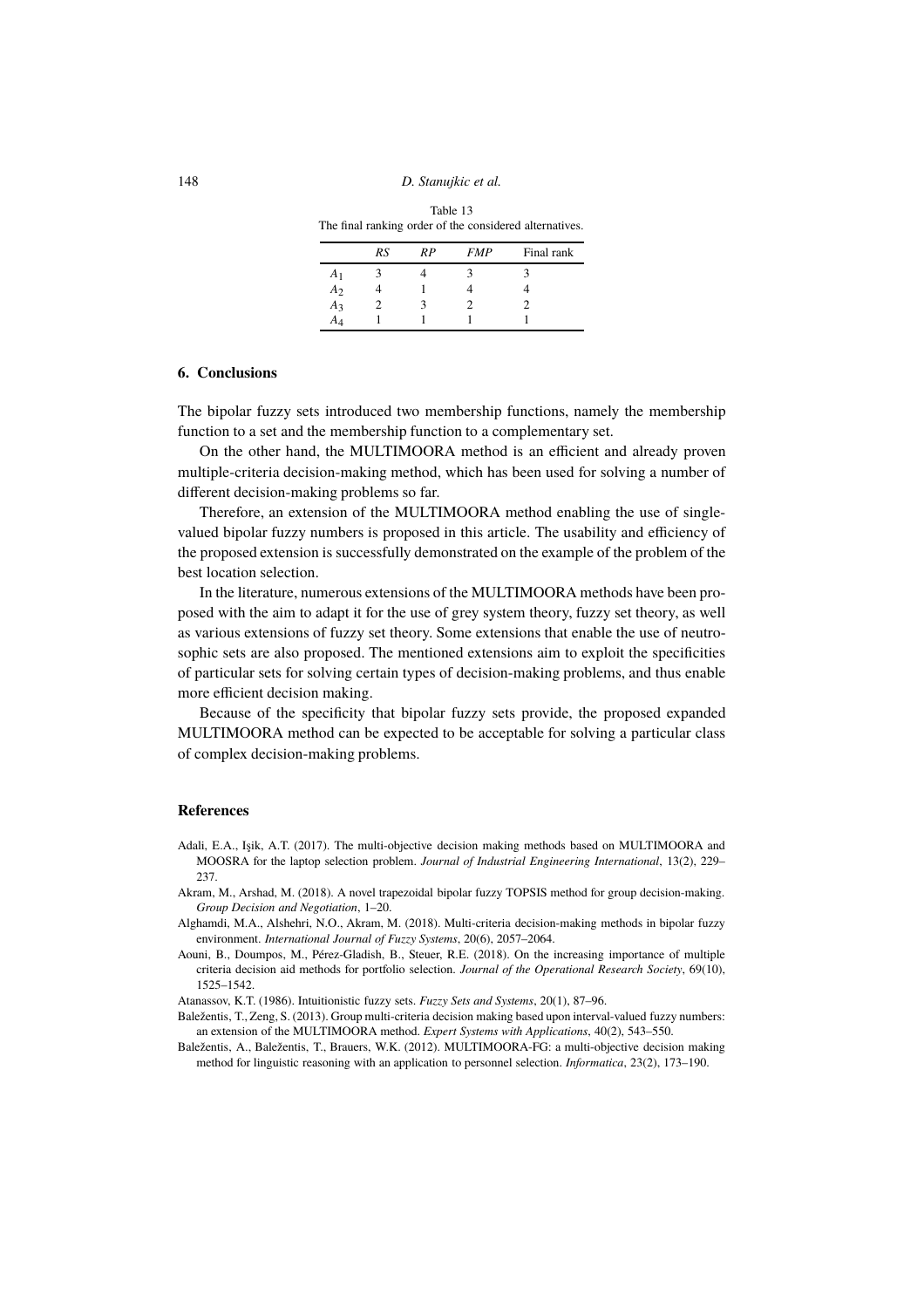Table 13
The final ranking order of the considered alternatives.

| | *RS* | *RP* | *FMP* | Final rank |
|---|---|---|---|---|
| $A_1$ | 3 | 4 | 3 | 3 |
| $A_2$ | 4 | 1 | 4 | 4 |
| $A_3$ | 2 | 3 | 2 | 2 |
| $A_4$ | 1 | 1 | 1 | 1 |

## 6. Conclusions

The bipolar fuzzy sets introduced two membership functions, namely the membership function to a set and the membership function to a complementary set.

On the other hand, the MULTIMOORA method is an efficient and already proven multiple-criteria decision-making method, which has been used for solving a number of different decision-making problems so far.

Therefore, an extension of the MULTIMOORA method enabling the use of single-valued bipolar fuzzy numbers is proposed in this article. The usability and efficiency of the proposed extension is successfully demonstrated on the example of the problem of the best location selection.

In the literature, numerous extensions of the MULTIMOORA methods have been proposed with the aim to adapt it for the use of grey system theory, fuzzy set theory, as well as various extensions of fuzzy set theory. Some extensions that enable the use of neutrosophic sets are also proposed. The mentioned extensions aim to exploit the specificities of particular sets for solving certain types of decision-making problems, and thus enable more efficient decision making.

Because of the specificity that bipolar fuzzy sets provide, the proposed expanded MULTIMOORA method can be expected to be acceptable for solving a particular class of complex decision-making problems.

## References

Adali, E.A., Işik, A.T. (2017). The multi-objective decision making methods based on MULTIMOORA and MOOSRA for the laptop selection problem. *Journal of Industrial Engineering International*, 13(2), 229–237.

Akram, M., Arshad, M. (2018). A novel trapezoidal bipolar fuzzy TOPSIS method for group decision-making. *Group Decision and Negotiation*, 1–20.

Alghamdi, M.A., Alshehri, N.O., Akram, M. (2018). Multi-criteria decision-making methods in bipolar fuzzy environment. *International Journal of Fuzzy Systems*, 20(6), 2057–2064.

Aouni, B., Doumpos, M., Pérez-Gladish, B., Steuer, R.E. (2018). On the increasing importance of multiple criteria decision aid methods for portfolio selection. *Journal of the Operational Research Society*, 69(10), 1525–1542.

Atanassov, K.T. (1986). Intuitionistic fuzzy sets. *Fuzzy Sets and Systems*, 20(1), 87–96.

Baležentis, T., Zeng, S. (2013). Group multi-criteria decision making based upon interval-valued fuzzy numbers: an extension of the MULTIMOORA method. *Expert Systems with Applications*, 40(2), 543–550.

Baležentis, A., Baležentis, T., Brauers, W.K. (2012). MULTIMOORA-FG: a multi-objective decision making method for linguistic reasoning with an application to personnel selection. *Informatica*, 23(2), 173–190.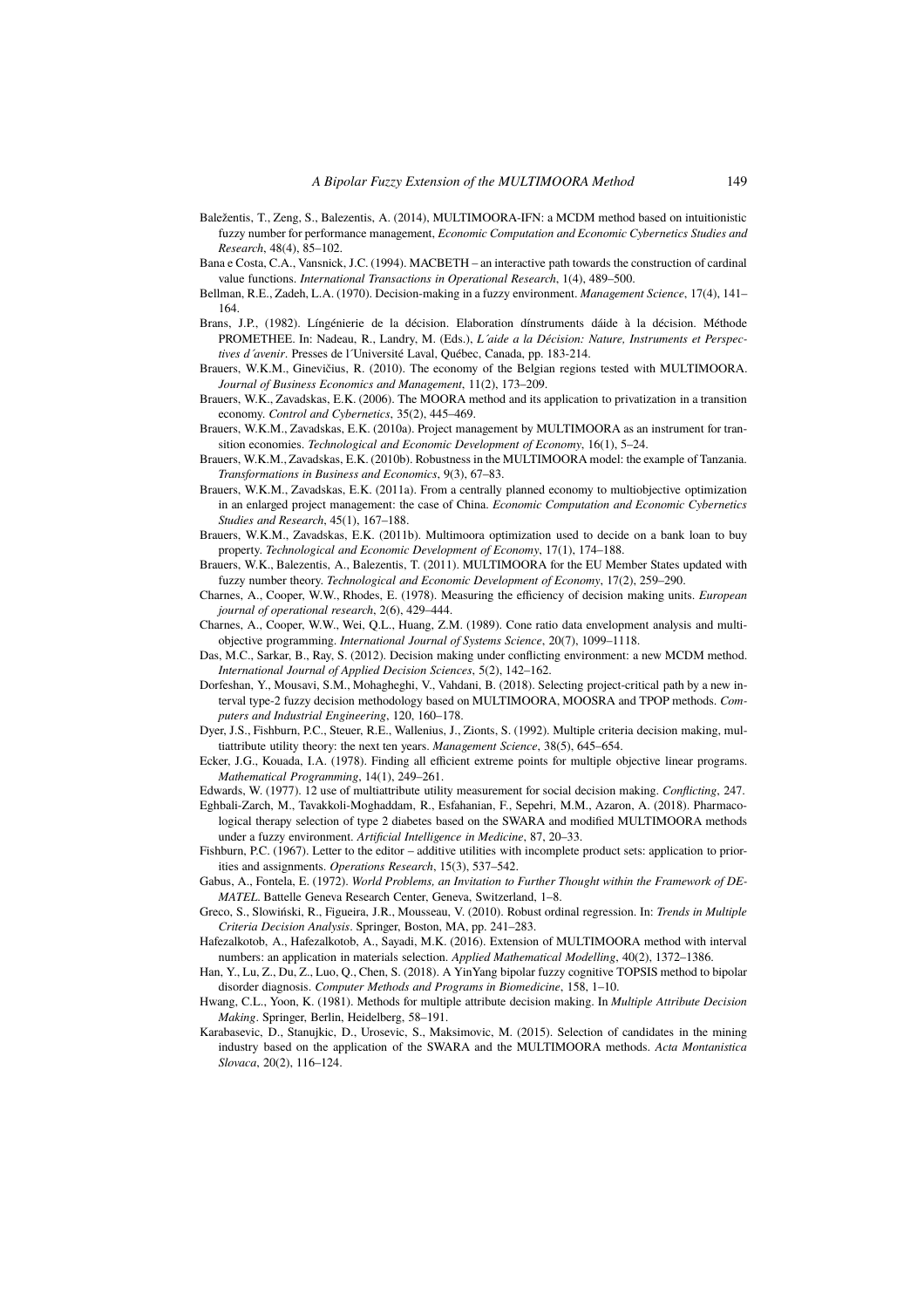Baležentis, T., Zeng, S., Balezentis, A. (2014). MULTIMOORA-IFN: a MCDM method based on intuitionistic fuzzy number for performance management, *Economic Computation and Economic Cybernetics Studies and Research*, 48(4), 85–102.

Bana e Costa, C.A., Vansnick, J.C. (1994). MACBETH – an interactive path towards the construction of cardinal value functions. *International Transactions in Operational Research*, 1(4), 489–500.

Bellman, R.E., Zadeh, L.A. (1970). Decision-making in a fuzzy environment. *Management Science*, 17(4), 141–164.

Brans, J.P., (1982). Língénierie de la décision. Elaboration dínstruments dáide à la décision. Méthode PROMETHEE. In: Nadeau, R., Landry, M. (Eds.), *L´aide a la Décision: Nature, Instruments et Perspectives d´avenir*. Presses de l´Université Laval, Québec, Canada, pp. 183-214.

Brauers, W.K.M., Ginevičius, R. (2010). The economy of the Belgian regions tested with MULTIMOORA. *Journal of Business Economics and Management*, 11(2), 173–209.

Brauers, W.K., Zavadskas, E.K. (2006). The MOORA method and its application to privatization in a transition economy. *Control and Cybernetics*, 35(2), 445–469.

Brauers, W.K.M., Zavadskas, E.K. (2010a). Project management by MULTIMOORA as an instrument for transition economies. *Technological and Economic Development of Economy*, 16(1), 5–24.

Brauers, W.K.M., Zavadskas, E.K. (2010b). Robustness in the MULTIMOORA model: the example of Tanzania. *Transformations in Business and Economics*, 9(3), 67–83.

Brauers, W.K.M., Zavadskas, E.K. (2011a). From a centrally planned economy to multiobjective optimization in an enlarged project management: the case of China. *Economic Computation and Economic Cybernetics Studies and Research*, 45(1), 167–188.

Brauers, W.K.M., Zavadskas, E.K. (2011b). Multimoora optimization used to decide on a bank loan to buy property. *Technological and Economic Development of Economy*, 17(1), 174–188.

Brauers, W.K., Balezentis, A., Balezentis, T. (2011). MULTIMOORA for the EU Member States updated with fuzzy number theory. *Technological and Economic Development of Economy*, 17(2), 259–290.

Charnes, A., Cooper, W.W., Rhodes, E. (1978). Measuring the efficiency of decision making units. *European journal of operational research*, 2(6), 429–444.

Charnes, A., Cooper, W.W., Wei, Q.L., Huang, Z.M. (1989). Cone ratio data envelopment analysis and multi-objective programming. *International Journal of Systems Science*, 20(7), 1099–1118.

Das, M.C., Sarkar, B., Ray, S. (2012). Decision making under conflicting environment: a new MCDM method. *International Journal of Applied Decision Sciences*, 5(2), 142–162.

Dorfeshan, Y., Mousavi, S.M., Mohagheghi, V., Vahdani, B. (2018). Selecting project-critical path by a new interval type-2 fuzzy decision methodology based on MULTIMOORA, MOOSRA and TPOP methods. *Computers and Industrial Engineering*, 120, 160–178.

Dyer, J.S., Fishburn, P.C., Steuer, R.E., Wallenius, J., Zionts, S. (1992). Multiple criteria decision making, multiattribute utility theory: the next ten years. *Management Science*, 38(5), 645–654.

Ecker, J.G., Kouada, I.A. (1978). Finding all efficient extreme points for multiple objective linear programs. *Mathematical Programming*, 14(1), 249–261.

Edwards, W. (1977). 12 use of multiattribute utility measurement for social decision making. *Conflicting*, 247.

Eghbali-Zarch, M., Tavakkoli-Moghaddam, R., Esfahanian, F., Sepehri, M.M., Azaron, A. (2018). Pharmacological therapy selection of type 2 diabetes based on the SWARA and modified MULTIMOORA methods under a fuzzy environment. *Artificial Intelligence in Medicine*, 87, 20–33.

Fishburn, P.C. (1967). Letter to the editor – additive utilities with incomplete product sets: application to priorities and assignments. *Operations Research*, 15(3), 537–542.

Gabus, A., Fontela, E. (1972). *World Problems, an Invitation to Further Thought within the Framework of DEMATEL*. Battelle Geneva Research Center, Geneva, Switzerland, 1–8.

Greco, S., Słowiński, R., Figueira, J.R., Mousseau, V. (2010). Robust ordinal regression. In: *Trends in Multiple Criteria Decision Analysis*. Springer, Boston, MA, pp. 241–283.

Hafezalkotob, A., Hafezalkotob, A., Sayadi, M.K. (2016). Extension of MULTIMOORA method with interval numbers: an application in materials selection. *Applied Mathematical Modelling*, 40(2), 1372–1386.

Han, Y., Lu, Z., Du, Z., Luo, Q., Chen, S. (2018). A YinYang bipolar fuzzy cognitive TOPSIS method to bipolar disorder diagnosis. *Computer Methods and Programs in Biomedicine*, 158, 1–10.

Hwang, C.L., Yoon, K. (1981). Methods for multiple attribute decision making. In *Multiple Attribute Decision Making*. Springer, Berlin, Heidelberg, 58–191.

Karabasevic, D., Stanujkic, D., Urosevic, S., Maksimovic, M. (2015). Selection of candidates in the mining industry based on the application of the SWARA and the MULTIMOORA methods. *Acta Montanistica Slovaca*, 20(2), 116–124.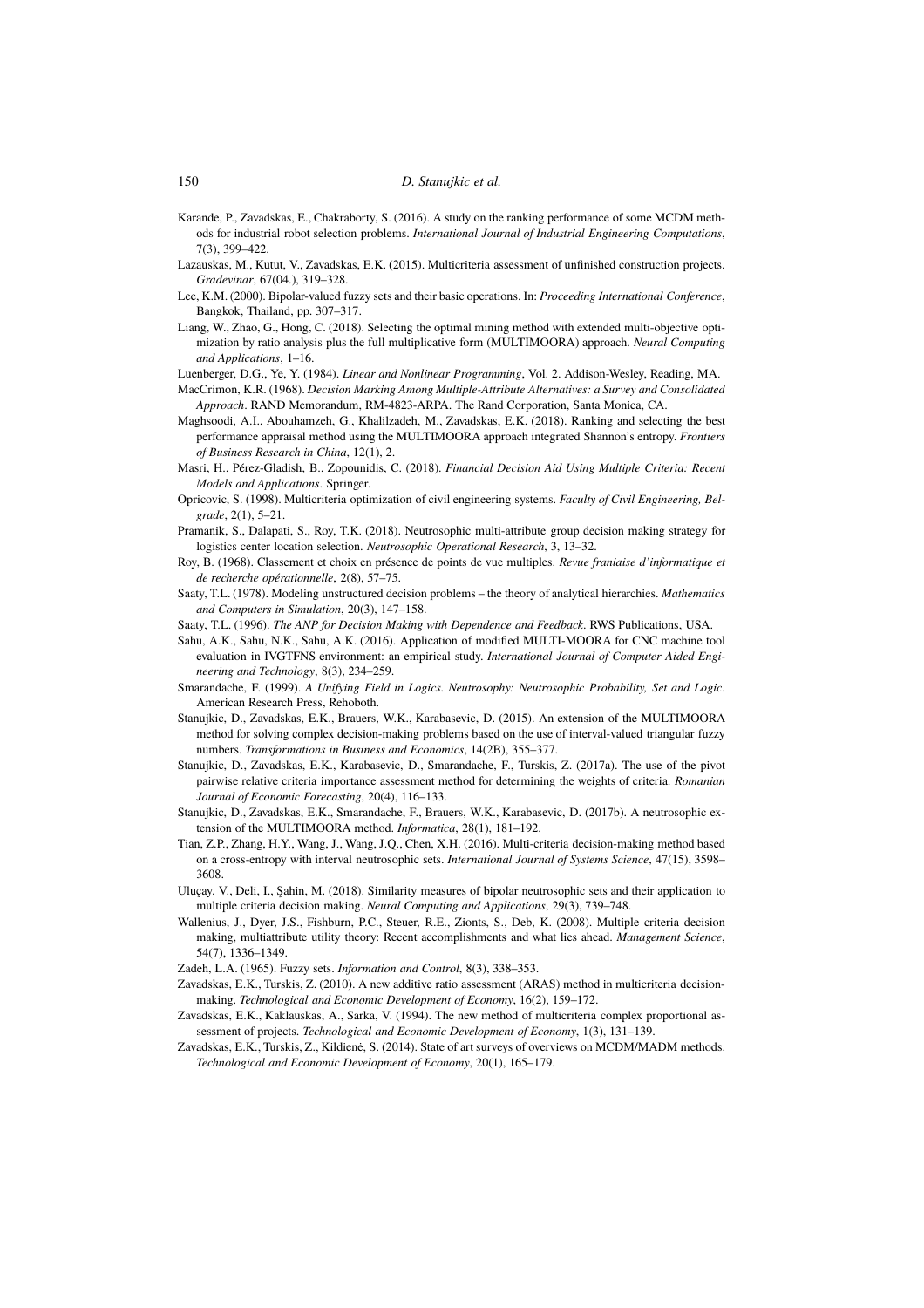Karande, P., Zavadskas, E., Chakraborty, S. (2016). A study on the ranking performance of some MCDM methods for industrial robot selection problems. *International Journal of Industrial Engineering Computations*, 7(3), 399–422.

Lazauskas, M., Kutut, V., Zavadskas, E.K. (2015). Multicriteria assessment of unfinished construction projects. *Gradevinar*, 67(04.), 319–328.

Lee, K.M. (2000). Bipolar-valued fuzzy sets and their basic operations. In: *Proceeding International Conference*, Bangkok, Thailand, pp. 307–317.

Liang, W., Zhao, G., Hong, C. (2018). Selecting the optimal mining method with extended multi-objective optimization by ratio analysis plus the full multiplicative form (MULTIMOORA) approach. *Neural Computing and Applications*, 1–16.

Luenberger, D.G., Ye, Y. (1984). *Linear and Nonlinear Programming*, Vol. 2. Addison-Wesley, Reading, MA.

MacCrimon, K.R. (1968). *Decision Marking Among Multiple-Attribute Alternatives: a Survey and Consolidated Approach*. RAND Memorandum, RM-4823-ARPA. The Rand Corporation, Santa Monica, CA.

Maghsoodi, A.I., Abouhamzeh, G., Khalilzadeh, M., Zavadskas, E.K. (2018). Ranking and selecting the best performance appraisal method using the MULTIMOORA approach integrated Shannon's entropy. *Frontiers of Business Research in China*, 12(1), 2.

Masri, H., Pérez-Gladish, B., Zopounidis, C. (2018). *Financial Decision Aid Using Multiple Criteria: Recent Models and Applications*. Springer.

Opricovic, S. (1998). Multicriteria optimization of civil engineering systems. *Faculty of Civil Engineering, Belgrade*, 2(1), 5–21.

Pramanik, S., Dalapati, S., Roy, T.K. (2018). Neutrosophic multi-attribute group decision making strategy for logistics center location selection. *Neutrosophic Operational Research*, 3, 13–32.

Roy, B. (1968). Classement et choix en présence de points de vue multiples. *Revue franiaise d'informatique et de recherche opérationnelle*, 2(8), 57–75.

Saaty, T.L. (1978). Modeling unstructured decision problems – the theory of analytical hierarchies. *Mathematics and Computers in Simulation*, 20(3), 147–158.

Saaty, T.L. (1996). *The ANP for Decision Making with Dependence and Feedback*. RWS Publications, USA.

Sahu, A.K., Sahu, N.K., Sahu, A.K. (2016). Application of modified MULTI-MOORA for CNC machine tool evaluation in IVGTFNS environment: an empirical study. *International Journal of Computer Aided Engineering and Technology*, 8(3), 234–259.

Smarandache, F. (1999). *A Unifying Field in Logics. Neutrosophy: Neutrosophic Probability, Set and Logic*. American Research Press, Rehoboth.

Stanujkic, D., Zavadskas, E.K., Brauers, W.K., Karabasevic, D. (2015). An extension of the MULTIMOORA method for solving complex decision-making problems based on the use of interval-valued triangular fuzzy numbers. *Transformations in Business and Economics*, 14(2B), 355–377.

Stanujkic, D., Zavadskas, E.K., Karabasevic, D., Smarandache, F., Turskis, Z. (2017a). The use of the pivot pairwise relative criteria importance assessment method for determining the weights of criteria. *Romanian Journal of Economic Forecasting*, 20(4), 116–133.

Stanujkic, D., Zavadskas, E.K., Smarandache, F., Brauers, W.K., Karabasevic, D. (2017b). A neutrosophic extension of the MULTIMOORA method. *Informatica*, 28(1), 181–192.

Tian, Z.P., Zhang, H.Y., Wang, J., Wang, J.Q., Chen, X.H. (2016). Multi-criteria decision-making method based on a cross-entropy with interval neutrosophic sets. *International Journal of Systems Science*, 47(15), 3598–3608.

Uluçay, V., Deli, I., Şahin, M. (2018). Similarity measures of bipolar neutrosophic sets and their application to multiple criteria decision making. *Neural Computing and Applications*, 29(3), 739–748.

Wallenius, J., Dyer, J.S., Fishburn, P.C., Steuer, R.E., Zionts, S., Deb, K. (2008). Multiple criteria decision making, multiattribute utility theory: Recent accomplishments and what lies ahead. *Management Science*, 54(7), 1336–1349.

Zadeh, L.A. (1965). Fuzzy sets. *Information and Control*, 8(3), 338–353.

Zavadskas, E.K., Turskis, Z. (2010). A new additive ratio assessment (ARAS) method in multicriteria decision-making. *Technological and Economic Development of Economy*, 16(2), 159–172.

Zavadskas, E.K., Kaklauskas, A., Sarka, V. (1994). The new method of multicriteria complex proportional assessment of projects. *Technological and Economic Development of Economy*, 1(3), 131–139.

Zavadskas, E.K., Turskis, Z., Kildienė, S. (2014). State of art surveys of overviews on MCDM/MADM methods. *Technological and Economic Development of Economy*, 20(1), 165–179.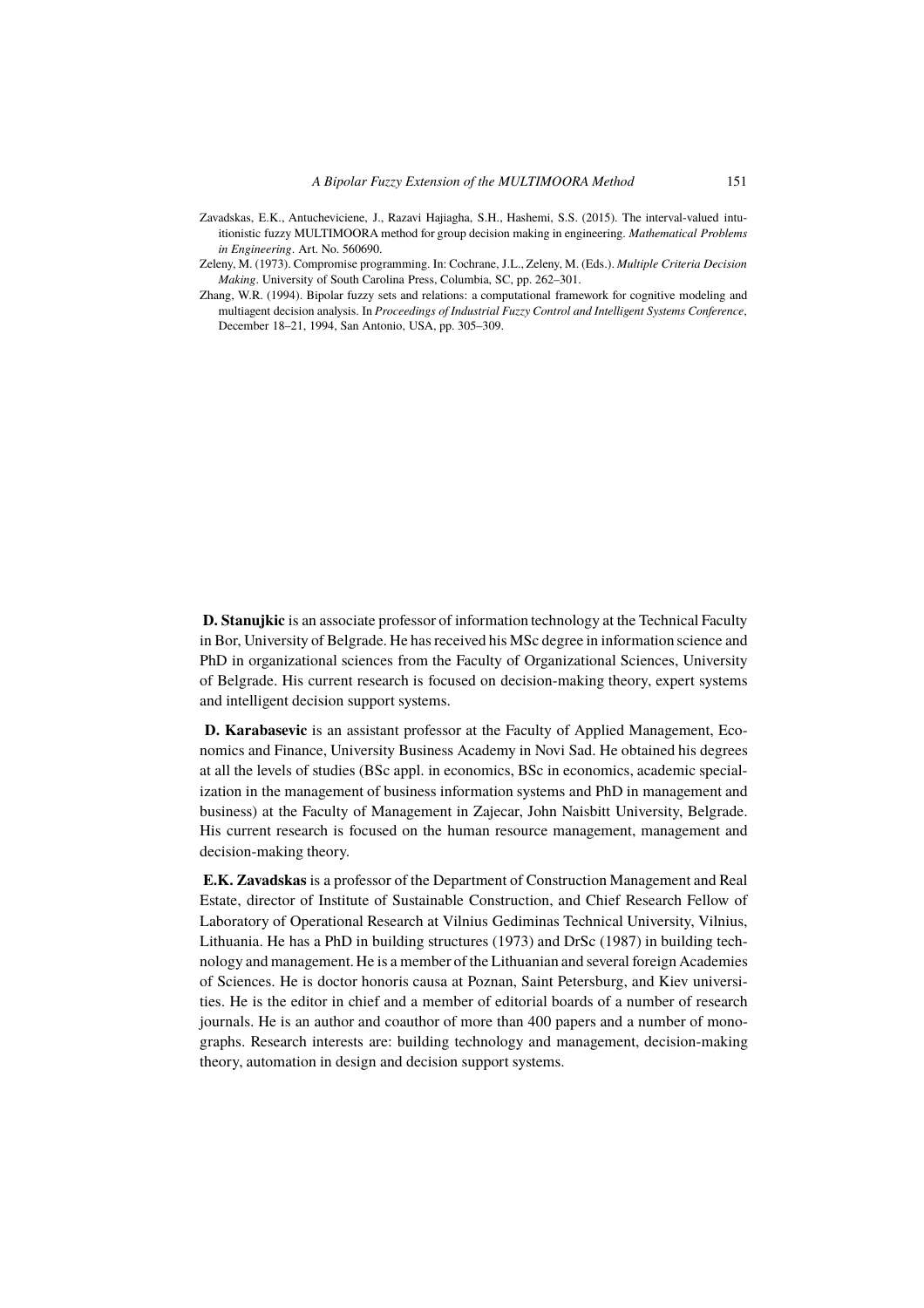Zavadskas, E.K., Antucheviciene, J., Razavi Hajiagha, S.H., Hashemi, S.S. (2015). The interval-valued intuitionistic fuzzy MULTIMOORA method for group decision making in engineering. *Mathematical Problems in Engineering*. Art. No. 560690.

Zeleny, M. (1973). Compromise programming. In: Cochrane, J.L., Zeleny, M. (Eds.). *Multiple Criteria Decision Making*. University of South Carolina Press, Columbia, SC, pp. 262–301.

Zhang, W.R. (1994). Bipolar fuzzy sets and relations: a computational framework for cognitive modeling and multiagent decision analysis. In *Proceedings of Industrial Fuzzy Control and Intelligent Systems Conference*, December 18–21, 1994, San Antonio, USA, pp. 305–309.

**D. Stanujkic** is an associate professor of information technology at the Technical Faculty in Bor, University of Belgrade. He has received his MSc degree in information science and PhD in organizational sciences from the Faculty of Organizational Sciences, University of Belgrade. His current research is focused on decision-making theory, expert systems and intelligent decision support systems.

**D. Karabasevic** is an assistant professor at the Faculty of Applied Management, Economics and Finance, University Business Academy in Novi Sad. He obtained his degrees at all the levels of studies (BSc appl. in economics, BSc in economics, academic specialization in the management of business information systems and PhD in management and business) at the Faculty of Management in Zajecar, John Naisbitt University, Belgrade. His current research is focused on the human resource management, management and decision-making theory.

**E.K. Zavadskas** is a professor of the Department of Construction Management and Real Estate, director of Institute of Sustainable Construction, and Chief Research Fellow of Laboratory of Operational Research at Vilnius Gediminas Technical University, Vilnius, Lithuania. He has a PhD in building structures (1973) and DrSc (1987) in building technology and management. He is a member of the Lithuanian and several foreign Academies of Sciences. He is doctor honoris causa at Poznan, Saint Petersburg, and Kiev universities. He is the editor in chief and a member of editorial boards of a number of research journals. He is an author and coauthor of more than 400 papers and a number of monographs. Research interests are: building technology and management, decision-making theory, automation in design and decision support systems.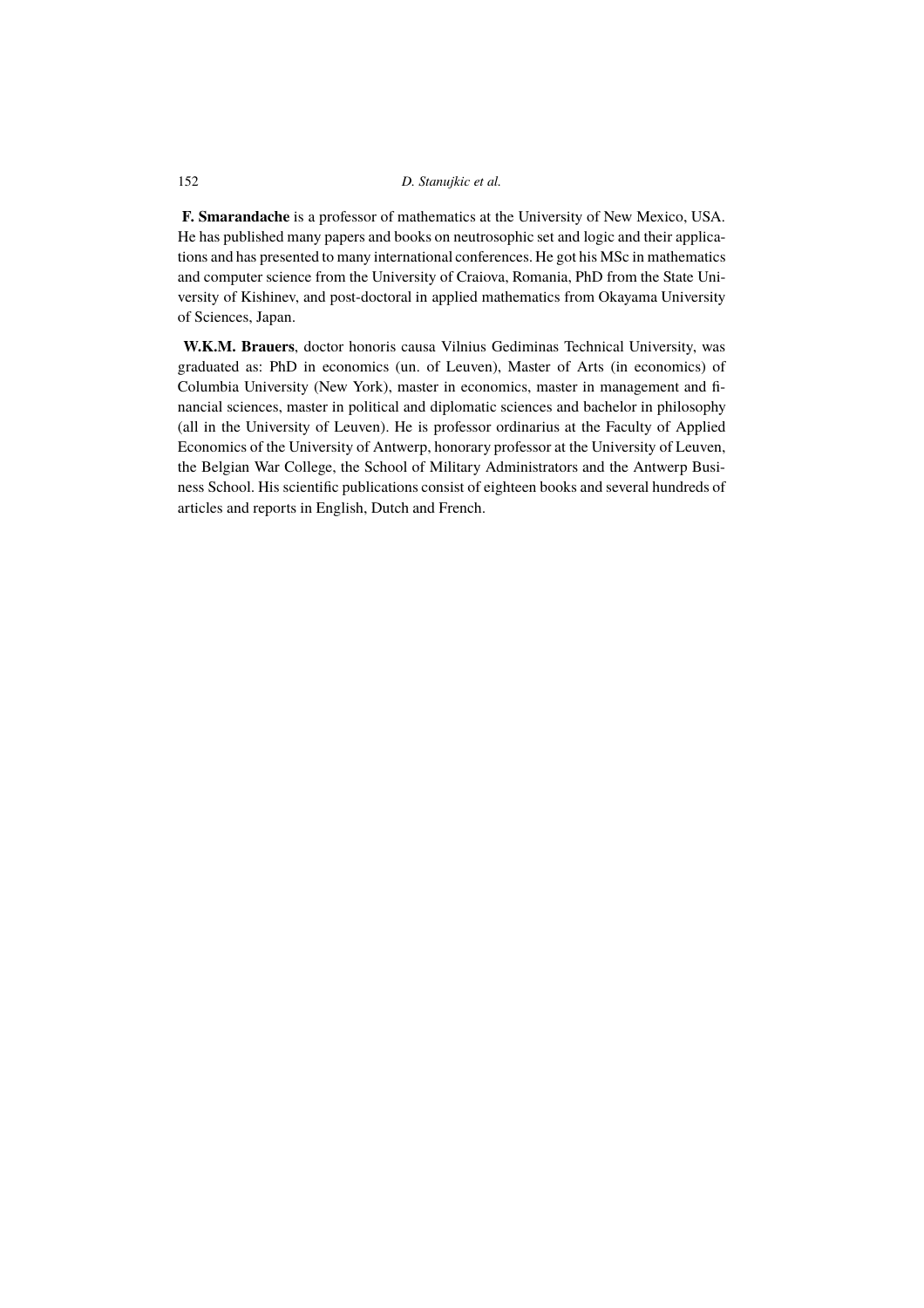**F. Smarandache** is a professor of mathematics at the University of New Mexico, USA. He has published many papers and books on neutrosophic set and logic and their applications and has presented to many international conferences. He got his MSc in mathematics and computer science from the University of Craiova, Romania, PhD from the State University of Kishinev, and post-doctoral in applied mathematics from Okayama University of Sciences, Japan.

**W.K.M. Brauers**, doctor honoris causa Vilnius Gediminas Technical University, was graduated as: PhD in economics (un. of Leuven), Master of Arts (in economics) of Columbia University (New York), master in economics, master in management and financial sciences, master in political and diplomatic sciences and bachelor in philosophy (all in the University of Leuven). He is professor ordinarius at the Faculty of Applied Economics of the University of Antwerp, honorary professor at the University of Leuven, the Belgian War College, the School of Military Administrators and the Antwerp Business School. His scientific publications consist of eighteen books and several hundreds of articles and reports in English, Dutch and French.